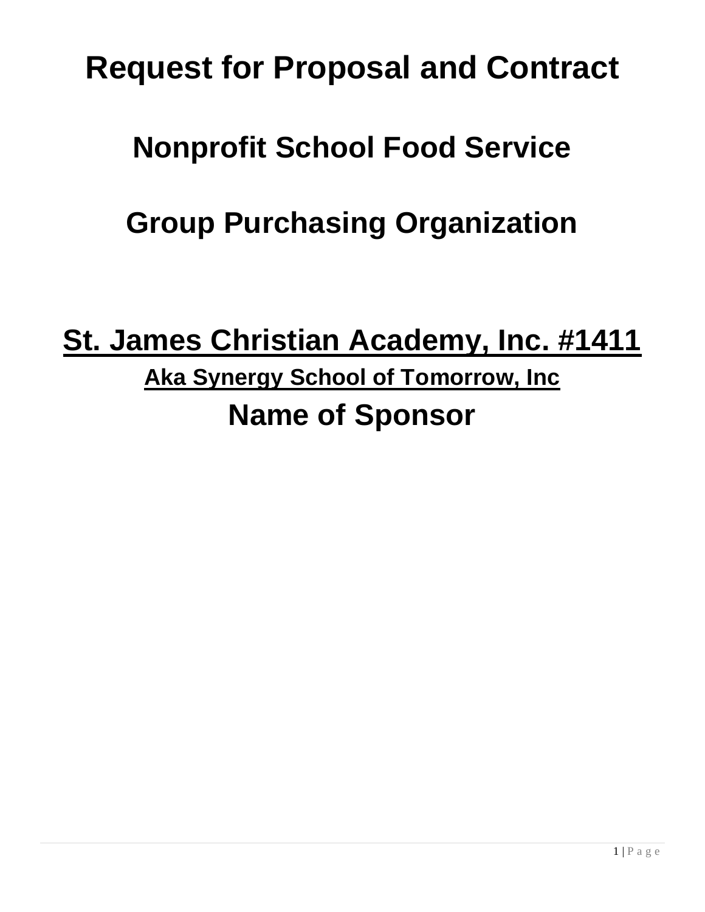# Request for Proposal and Contract

# Nonprofit School Food Service

# Group Purchasing Organization

**St. James Christian Academy, Inc. #1411**

**Aka Synergy School of Tomorrow, Inc**

**Name of Sponsor**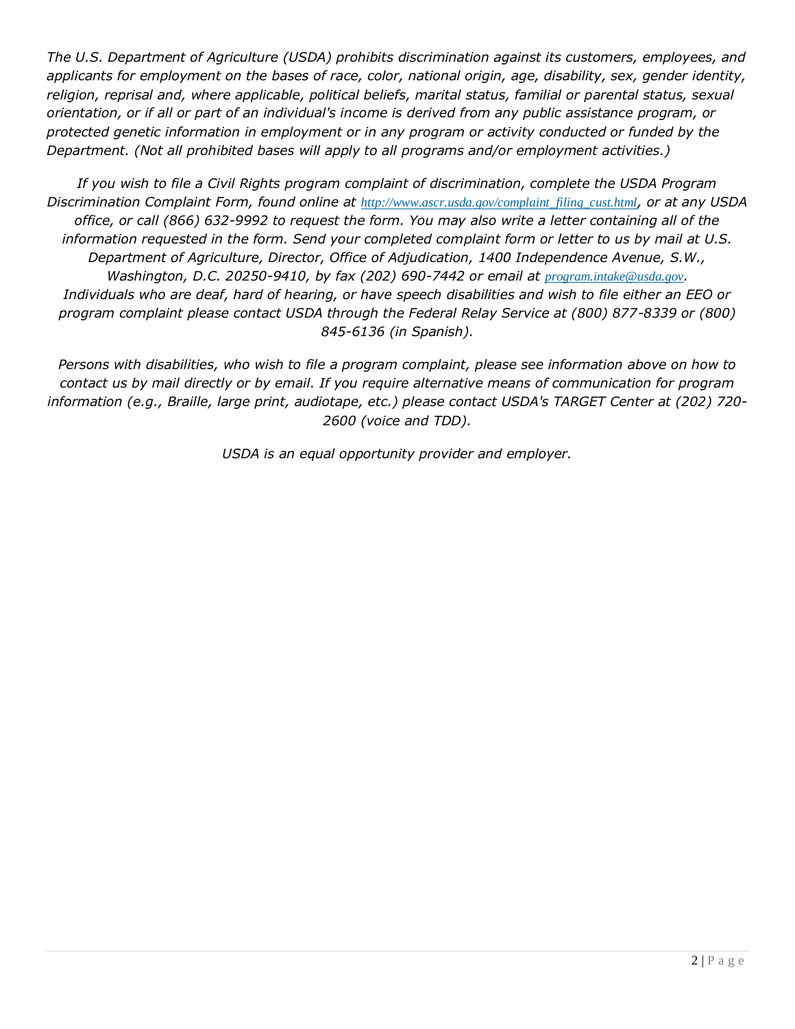*The U.S. Department of Agriculture (USDA) prohibits discrimination against its customers, employees, and applicants for employment on the bases of race, color, national origin, age, disability, sex, gender identity, religion, reprisal and, where applicable, political beliefs, marital status, familial or parental status, sexual orientation, or if all or part of an individual's income is derived from any public assistance program, or protected genetic information in employment or in any program or activity conducted or funded by the Department. (Not all prohibited bases will apply to all programs and/or employment activities.)*

*If you wish to file a Civil Rights program complaint of discrimination, complete the USDA Program Discrimination Complaint Form, found online at [http://www.ascr.usda.gov/complaint_filing_cust.html](http://www.ascr.usda.gov/complaint_filing_cust.html), or at any USDA office, or call (866) 632-9992 to request the form. You may also write a letter containing all of the information requested in the form. Send your completed complaint form or letter to us by mail at U.S. Department of Agriculture, Director, Office of Adjudication, 1400 Independence Avenue, S.W., Washington, D.C. 20250-9410, by fax (202) 690-7442 or email at [program.intake@usda.gov](mailto:program.intake@usda.gov). Individuals who are deaf, hard of hearing, or have speech disabilities and wish to file either an EEO or program complaint please contact USDA through the Federal Relay Service at (800) 877-8339 or (800) 845-6136 (in Spanish).*

*Persons with disabilities, who wish to file a program complaint, please see information above on how to contact us by mail directly or by email. If you require alternative means of communication for program information (e.g., Braille, large print, audiotape, etc.) please contact USDA's TARGET Center at (202) 720-2600 (voice and TDD).*

*USDA is an equal opportunity provider and employer.*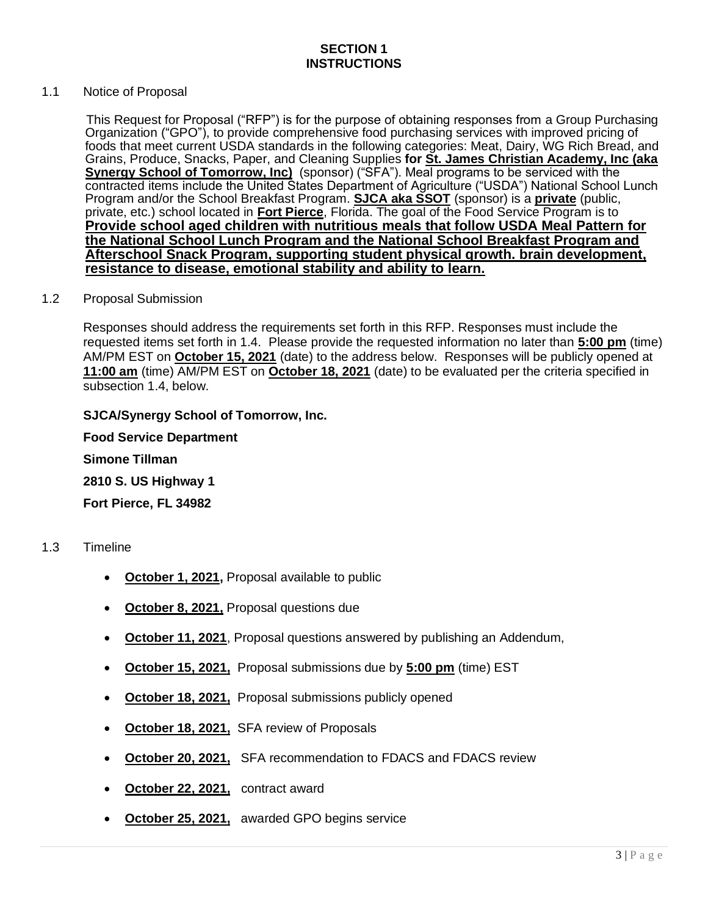# SECTION 1
# INSTRUCTIONS

1.1 Notice of Proposal

This Request for Proposal ("RFP") is for the purpose of obtaining responses from a Group Purchasing Organization ("GPO"), to provide comprehensive food purchasing services with improved pricing of foods that meet current USDA standards in the following categories: Meat, Dairy, WG Rich Bread, and Grains, Produce, Snacks, Paper, and Cleaning Supplies **for St. James Christian Academy, Inc (aka Synergy School of Tomorrow, Inc)** (sponsor) ("SFA"). Meal programs to be serviced with the contracted items include the United States Department of Agriculture ("USDA") National School Lunch Program and/or the School Breakfast Program. **SJCA aka SSOT** (sponsor) is a **private** (public, private, etc.) school located in **Fort Pierce**, Florida. The goal of the Food Service Program is to **Provide school aged children with nutritious meals that follow USDA Meal Pattern for the National School Lunch Program and the National School Breakfast Program and Afterschool Snack Program, supporting student physical growth. brain development, resistance to disease, emotional stability and ability to learn.**

1.2 Proposal Submission

Responses should address the requirements set forth in this RFP. Responses must include the requested items set forth in 1.4. Please provide the requested information no later than **5:00 pm** (time) AM/PM EST on **October 15, 2021** (date) to the address below. Responses will be publicly opened at **11:00 am** (time) AM/PM EST on **October 18, 2021** (date) to be evaluated per the criteria specified in subsection 1.4, below.

**SJCA/Synergy School of Tomorrow, Inc.**

**Food Service Department**

**Simone Tillman**

**2810 S. US Highway 1**

**Fort Pierce, FL 34982**

1.3 Timeline

- **October 1, 2021,** Proposal available to public
- **October 8, 2021,** Proposal questions due
- **October 11, 2021**, Proposal questions answered by publishing an Addendum,
- **October 15, 2021,** Proposal submissions due by **5:00 pm** (time) EST
- **October 18, 2021,** Proposal submissions publicly opened
- **October 18, 2021,** SFA review of Proposals
- **October 20, 2021,** SFA recommendation to FDACS and FDACS review
- **October 22, 2021,** contract award
- **October 25, 2021,** awarded GPO begins service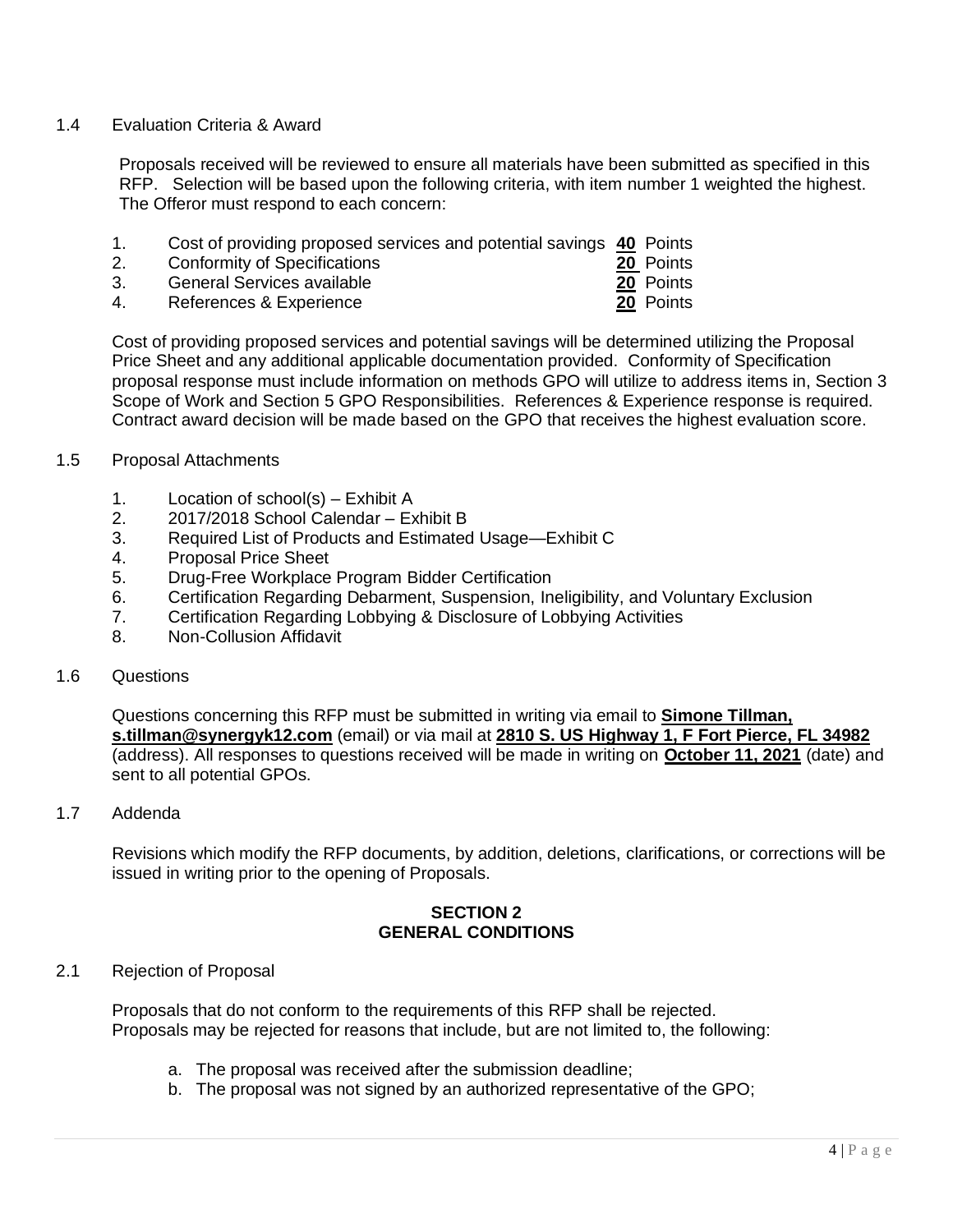1.4 Evaluation Criteria & Award

Proposals received will be reviewed to ensure all materials have been submitted as specified in this RFP. Selection will be based upon the following criteria, with item number 1 weighted the highest. The Offeror must respond to each concern:

| | | |
|---|---|---|
| 1. | Cost of providing proposed services and potential savings | **40** Points |
| 2. | Conformity of Specifications | **20** Points |
| 3. | General Services available | **20** Points |
| 4. | References & Experience | **20** Points |

Cost of providing proposed services and potential savings will be determined utilizing the Proposal Price Sheet and any additional applicable documentation provided. Conformity of Specification proposal response must include information on methods GPO will utilize to address items in, Section 3 Scope of Work and Section 5 GPO Responsibilities. References & Experience response is required. Contract award decision will be made based on the GPO that receives the highest evaluation score.

1.5 Proposal Attachments

1. Location of school(s) – Exhibit A
2. 2017/2018 School Calendar – Exhibit B
3. Required List of Products and Estimated Usage—Exhibit C
4. Proposal Price Sheet
5. Drug-Free Workplace Program Bidder Certification
6. Certification Regarding Debarment, Suspension, Ineligibility, and Voluntary Exclusion
7. Certification Regarding Lobbying & Disclosure of Lobbying Activities
8. Non-Collusion Affidavit

1.6 Questions

Questions concerning this RFP must be submitted in writing via email to **Simone Tillman, s.tillman@synergyk12.com** (email) or via mail at **2810 S. US Highway 1, F Fort Pierce, FL 34982** (address). All responses to questions received will be made in writing on **October 11, 2021** (date) and sent to all potential GPOs.

1.7 Addenda

Revisions which modify the RFP documents, by addition, deletions, clarifications, or corrections will be issued in writing prior to the opening of Proposals.

## SECTION 2
## GENERAL CONDITIONS

2.1 Rejection of Proposal

Proposals that do not conform to the requirements of this RFP shall be rejected.
Proposals may be rejected for reasons that include, but are not limited to, the following:

a. The proposal was received after the submission deadline;
b. The proposal was not signed by an authorized representative of the GPO;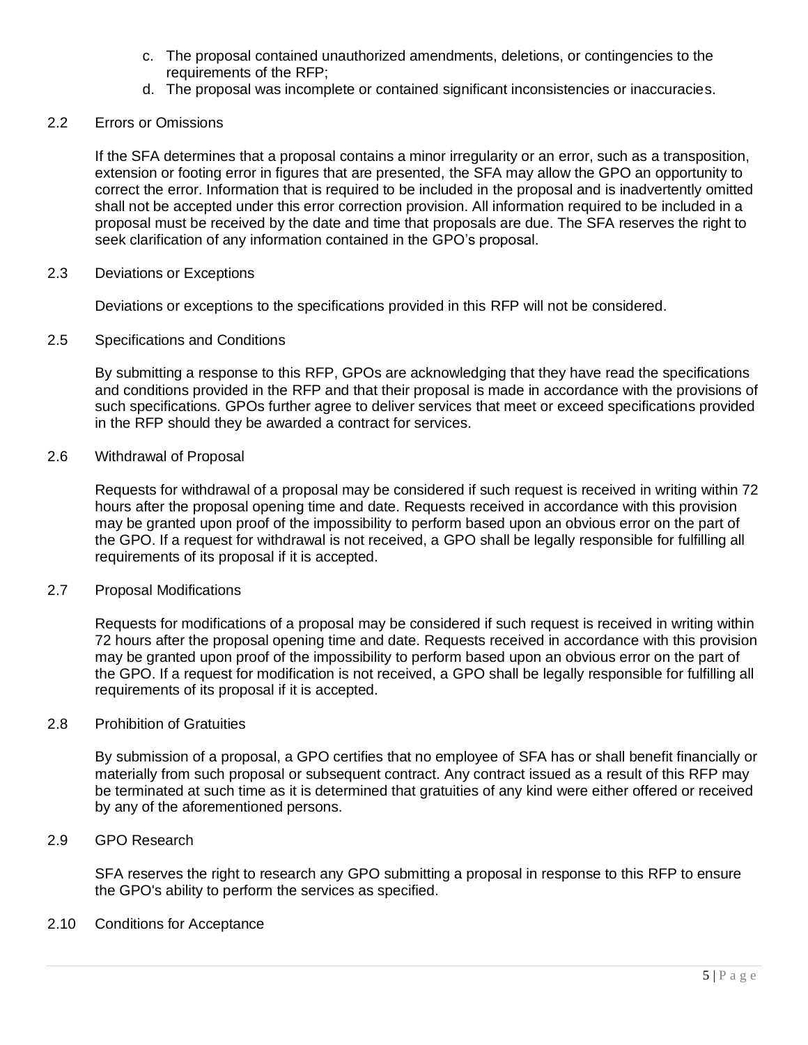c. The proposal contained unauthorized amendments, deletions, or contingencies to the requirements of the RFP;
d. The proposal was incomplete or contained significant inconsistencies or inaccuracies.

## 2.2 Errors or Omissions

If the SFA determines that a proposal contains a minor irregularity or an error, such as a transposition, extension or footing error in figures that are presented, the SFA may allow the GPO an opportunity to correct the error. Information that is required to be included in the proposal and is inadvertently omitted shall not be accepted under this error correction provision. All information required to be included in a proposal must be received by the date and time that proposals are due. The SFA reserves the right to seek clarification of any information contained in the GPO's proposal.

## 2.3 Deviations or Exceptions

Deviations or exceptions to the specifications provided in this RFP will not be considered.

## 2.5 Specifications and Conditions

By submitting a response to this RFP, GPOs are acknowledging that they have read the specifications and conditions provided in the RFP and that their proposal is made in accordance with the provisions of such specifications. GPOs further agree to deliver services that meet or exceed specifications provided in the RFP should they be awarded a contract for services.

## 2.6 Withdrawal of Proposal

Requests for withdrawal of a proposal may be considered if such request is received in writing within 72 hours after the proposal opening time and date. Requests received in accordance with this provision may be granted upon proof of the impossibility to perform based upon an obvious error on the part of the GPO. If a request for withdrawal is not received, a GPO shall be legally responsible for fulfilling all requirements of its proposal if it is accepted.

## 2.7 Proposal Modifications

Requests for modifications of a proposal may be considered if such request is received in writing within 72 hours after the proposal opening time and date. Requests received in accordance with this provision may be granted upon proof of the impossibility to perform based upon an obvious error on the part of the GPO. If a request for modification is not received, a GPO shall be legally responsible for fulfilling all requirements of its proposal if it is accepted.

## 2.8 Prohibition of Gratuities

By submission of a proposal, a GPO certifies that no employee of SFA has or shall benefit financially or materially from such proposal or subsequent contract. Any contract issued as a result of this RFP may be terminated at such time as it is determined that gratuities of any kind were either offered or received by any of the aforementioned persons.

## 2.9 GPO Research

SFA reserves the right to research any GPO submitting a proposal in response to this RFP to ensure the GPO's ability to perform the services as specified.

## 2.10 Conditions for Acceptance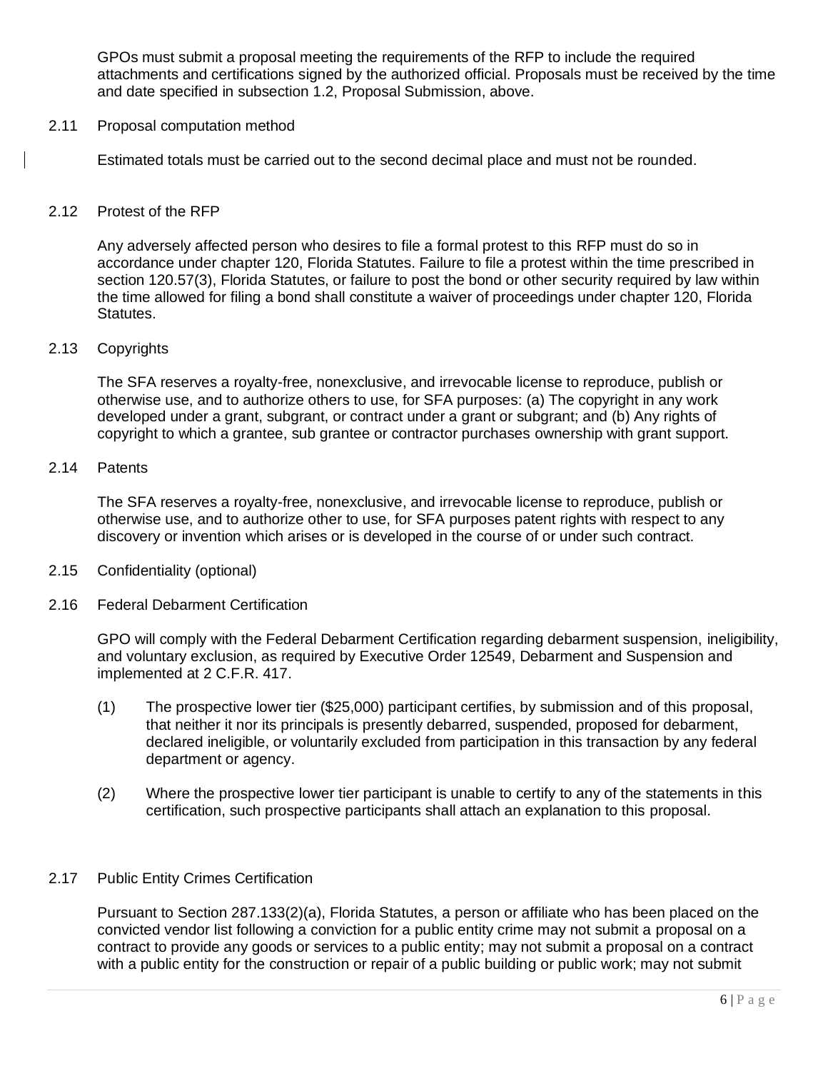GPOs must submit a proposal meeting the requirements of the RFP to include the required attachments and certifications signed by the authorized official. Proposals must be received by the time and date specified in subsection 1.2, Proposal Submission, above.

## 2.11 Proposal computation method

Estimated totals must be carried out to the second decimal place and must not be rounded.

## 2.12 Protest of the RFP

Any adversely affected person who desires to file a formal protest to this RFP must do so in accordance under chapter 120, Florida Statutes. Failure to file a protest within the time prescribed in section 120.57(3), Florida Statutes, or failure to post the bond or other security required by law within the time allowed for filing a bond shall constitute a waiver of proceedings under chapter 120, Florida Statutes.

## 2.13 Copyrights

The SFA reserves a royalty-free, nonexclusive, and irrevocable license to reproduce, publish or otherwise use, and to authorize others to use, for SFA purposes: (a) The copyright in any work developed under a grant, subgrant, or contract under a grant or subgrant; and (b) Any rights of copyright to which a grantee, sub grantee or contractor purchases ownership with grant support.

## 2.14 Patents

The SFA reserves a royalty-free, nonexclusive, and irrevocable license to reproduce, publish or otherwise use, and to authorize other to use, for SFA purposes patent rights with respect to any discovery or invention which arises or is developed in the course of or under such contract.

## 2.15 Confidentiality (optional)

## 2.16 Federal Debarment Certification

GPO will comply with the Federal Debarment Certification regarding debarment suspension, ineligibility, and voluntary exclusion, as required by Executive Order 12549, Debarment and Suspension and implemented at 2 C.F.R. 417.

(1) The prospective lower tier ($25,000) participant certifies, by submission and of this proposal, that neither it nor its principals is presently debarred, suspended, proposed for debarment, declared ineligible, or voluntarily excluded from participation in this transaction by any federal department or agency.

(2) Where the prospective lower tier participant is unable to certify to any of the statements in this certification, such prospective participants shall attach an explanation to this proposal.

## 2.17 Public Entity Crimes Certification

Pursuant to Section 287.133(2)(a), Florida Statutes, a person or affiliate who has been placed on the convicted vendor list following a conviction for a public entity crime may not submit a proposal on a contract to provide any goods or services to a public entity; may not submit a proposal on a contract with a public entity for the construction or repair of a public building or public work; may not submit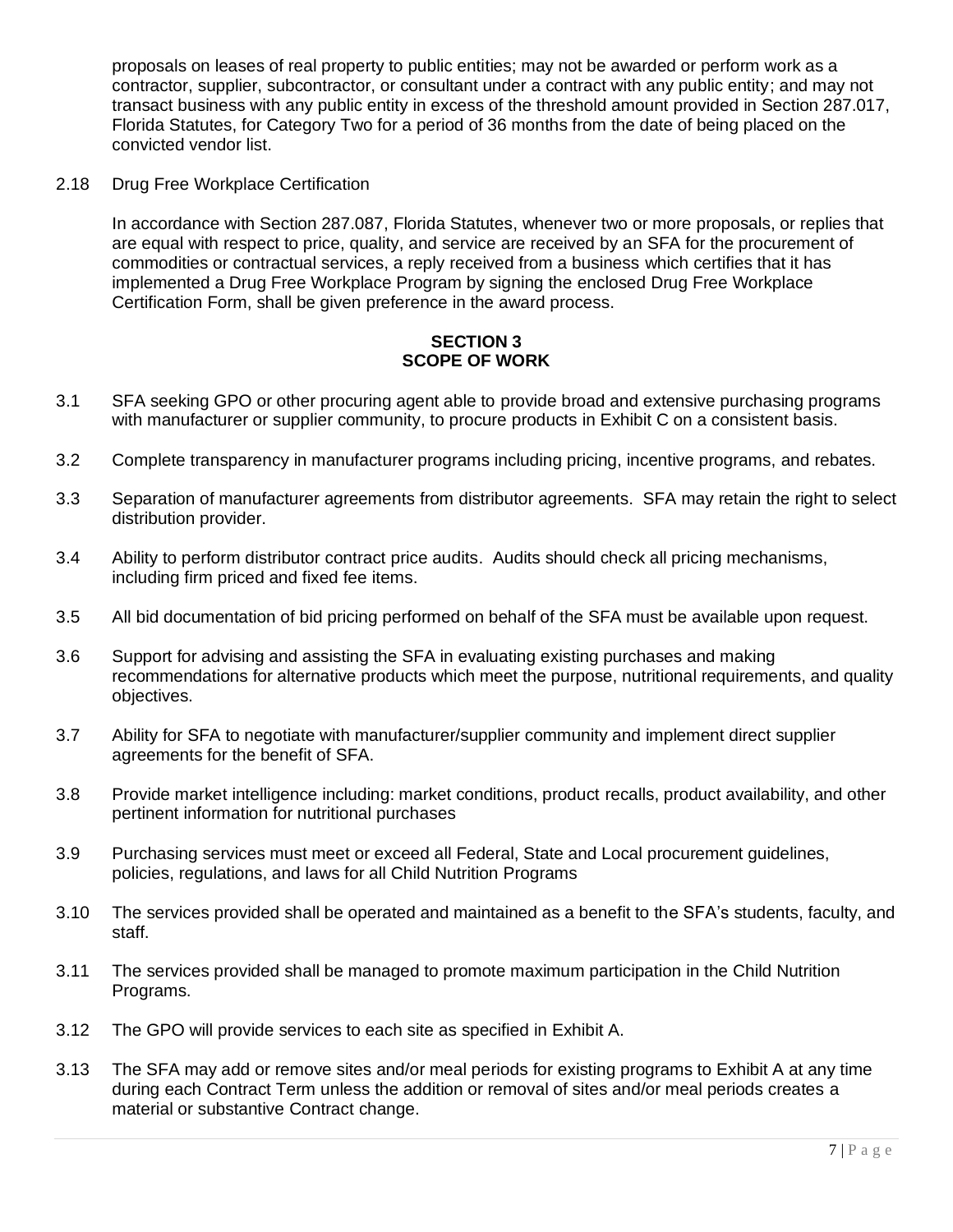proposals on leases of real property to public entities; may not be awarded or perform work as a contractor, supplier, subcontractor, or consultant under a contract with any public entity; and may not transact business with any public entity in excess of the threshold amount provided in Section 287.017, Florida Statutes, for Category Two for a period of 36 months from the date of being placed on the convicted vendor list.

2.18 Drug Free Workplace Certification

In accordance with Section 287.087, Florida Statutes, whenever two or more proposals, or replies that are equal with respect to price, quality, and service are received by an SFA for the procurement of commodities or contractual services, a reply received from a business which certifies that it has implemented a Drug Free Workplace Program by signing the enclosed Drug Free Workplace Certification Form, shall be given preference in the award process.

## SECTION 3
## SCOPE OF WORK

3.1 SFA seeking GPO or other procuring agent able to provide broad and extensive purchasing programs with manufacturer or supplier community, to procure products in Exhibit C on a consistent basis.

3.2 Complete transparency in manufacturer programs including pricing, incentive programs, and rebates.

3.3 Separation of manufacturer agreements from distributor agreements. SFA may retain the right to select distribution provider.

3.4 Ability to perform distributor contract price audits. Audits should check all pricing mechanisms, including firm priced and fixed fee items.

3.5 All bid documentation of bid pricing performed on behalf of the SFA must be available upon request.

3.6 Support for advising and assisting the SFA in evaluating existing purchases and making recommendations for alternative products which meet the purpose, nutritional requirements, and quality objectives.

3.7 Ability for SFA to negotiate with manufacturer/supplier community and implement direct supplier agreements for the benefit of SFA.

3.8 Provide market intelligence including: market conditions, product recalls, product availability, and other pertinent information for nutritional purchases

3.9 Purchasing services must meet or exceed all Federal, State and Local procurement guidelines, policies, regulations, and laws for all Child Nutrition Programs

3.10 The services provided shall be operated and maintained as a benefit to the SFA's students, faculty, and staff.

3.11 The services provided shall be managed to promote maximum participation in the Child Nutrition Programs.

3.12 The GPO will provide services to each site as specified in Exhibit A.

3.13 The SFA may add or remove sites and/or meal periods for existing programs to Exhibit A at any time during each Contract Term unless the addition or removal of sites and/or meal periods creates a material or substantive Contract change.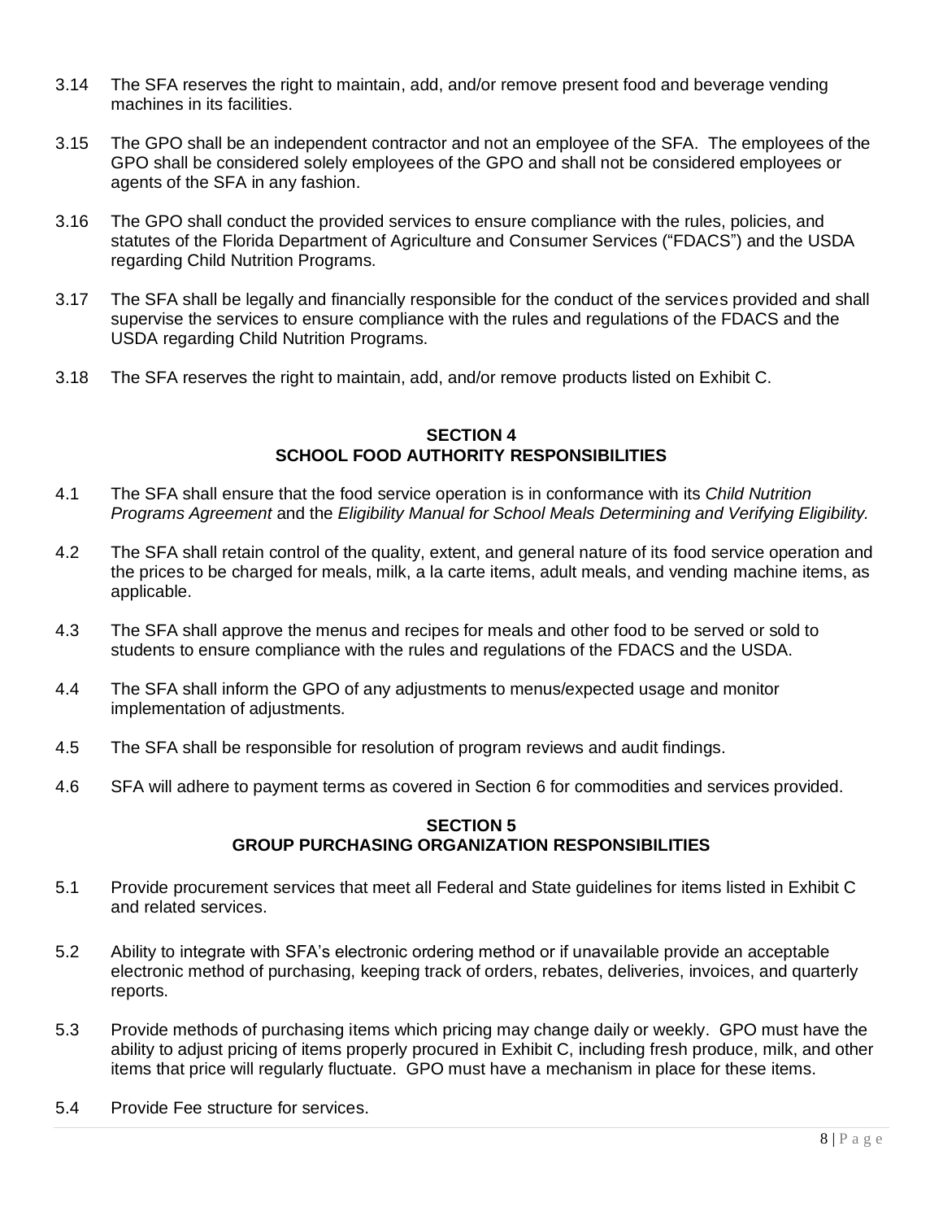3.14 The SFA reserves the right to maintain, add, and/or remove present food and beverage vending machines in its facilities.

3.15 The GPO shall be an independent contractor and not an employee of the SFA. The employees of the GPO shall be considered solely employees of the GPO and shall not be considered employees or agents of the SFA in any fashion.

3.16 The GPO shall conduct the provided services to ensure compliance with the rules, policies, and statutes of the Florida Department of Agriculture and Consumer Services ("FDACS") and the USDA regarding Child Nutrition Programs.

3.17 The SFA shall be legally and financially responsible for the conduct of the services provided and shall supervise the services to ensure compliance with the rules and regulations of the FDACS and the USDA regarding Child Nutrition Programs.

3.18 The SFA reserves the right to maintain, add, and/or remove products listed on Exhibit C.

## SECTION 4
## SCHOOL FOOD AUTHORITY RESPONSIBILITIES

4.1 The SFA shall ensure that the food service operation is in conformance with its *Child Nutrition Programs Agreement* and the *Eligibility Manual for School Meals Determining and Verifying Eligibility.*

4.2 The SFA shall retain control of the quality, extent, and general nature of its food service operation and the prices to be charged for meals, milk, a la carte items, adult meals, and vending machine items, as applicable.

4.3 The SFA shall approve the menus and recipes for meals and other food to be served or sold to students to ensure compliance with the rules and regulations of the FDACS and the USDA.

4.4 The SFA shall inform the GPO of any adjustments to menus/expected usage and monitor implementation of adjustments.

4.5 The SFA shall be responsible for resolution of program reviews and audit findings.

4.6 SFA will adhere to payment terms as covered in Section 6 for commodities and services provided.

## SECTION 5
## GROUP PURCHASING ORGANIZATION RESPONSIBILITIES

5.1 Provide procurement services that meet all Federal and State guidelines for items listed in Exhibit C and related services.

5.2 Ability to integrate with SFA's electronic ordering method or if unavailable provide an acceptable electronic method of purchasing, keeping track of orders, rebates, deliveries, invoices, and quarterly reports.

5.3 Provide methods of purchasing items which pricing may change daily or weekly. GPO must have the ability to adjust pricing of items properly procured in Exhibit C, including fresh produce, milk, and other items that price will regularly fluctuate. GPO must have a mechanism in place for these items.

5.4 Provide Fee structure for services.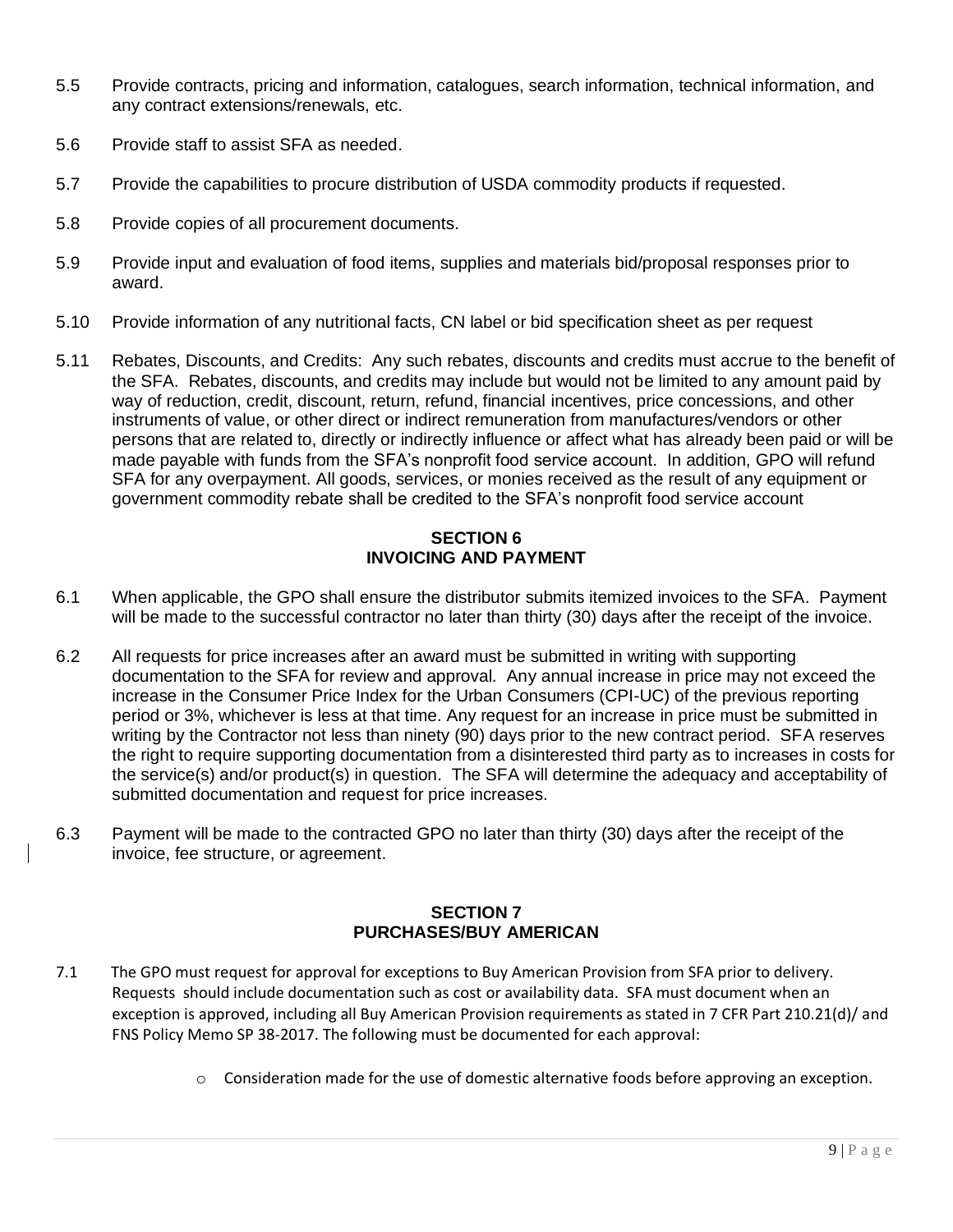5.5 Provide contracts, pricing and information, catalogues, search information, technical information, and any contract extensions/renewals, etc.

5.6 Provide staff to assist SFA as needed.

5.7 Provide the capabilities to procure distribution of USDA commodity products if requested.

5.8 Provide copies of all procurement documents.

5.9 Provide input and evaluation of food items, supplies and materials bid/proposal responses prior to award.

5.10 Provide information of any nutritional facts, CN label or bid specification sheet as per request

5.11 Rebates, Discounts, and Credits: Any such rebates, discounts and credits must accrue to the benefit of the SFA. Rebates, discounts, and credits may include but would not be limited to any amount paid by way of reduction, credit, discount, return, refund, financial incentives, price concessions, and other instruments of value, or other direct or indirect remuneration from manufactures/vendors or other persons that are related to, directly or indirectly influence or affect what has already been paid or will be made payable with funds from the SFA's nonprofit food service account. In addition, GPO will refund SFA for any overpayment. All goods, services, or monies received as the result of any equipment or government commodity rebate shall be credited to the SFA's nonprofit food service account

## SECTION 6
## INVOICING AND PAYMENT

6.1 When applicable, the GPO shall ensure the distributor submits itemized invoices to the SFA. Payment will be made to the successful contractor no later than thirty (30) days after the receipt of the invoice.

6.2 All requests for price increases after an award must be submitted in writing with supporting documentation to the SFA for review and approval. Any annual increase in price may not exceed the increase in the Consumer Price Index for the Urban Consumers (CPI-UC) of the previous reporting period or 3%, whichever is less at that time. Any request for an increase in price must be submitted in writing by the Contractor not less than ninety (90) days prior to the new contract period. SFA reserves the right to require supporting documentation from a disinterested third party as to increases in costs for the service(s) and/or product(s) in question. The SFA will determine the adequacy and acceptability of submitted documentation and request for price increases.

6.3 Payment will be made to the contracted GPO no later than thirty (30) days after the receipt of the invoice, fee structure, or agreement.

## SECTION 7
## PURCHASES/BUY AMERICAN

7.1 The GPO must request for approval for exceptions to Buy American Provision from SFA prior to delivery. Requests should include documentation such as cost or availability data. SFA must document when an exception is approved, including all Buy American Provision requirements as stated in 7 CFR Part 210.21(d)/ and FNS Policy Memo SP 38-2017. The following must be documented for each approval:

- Consideration made for the use of domestic alternative foods before approving an exception.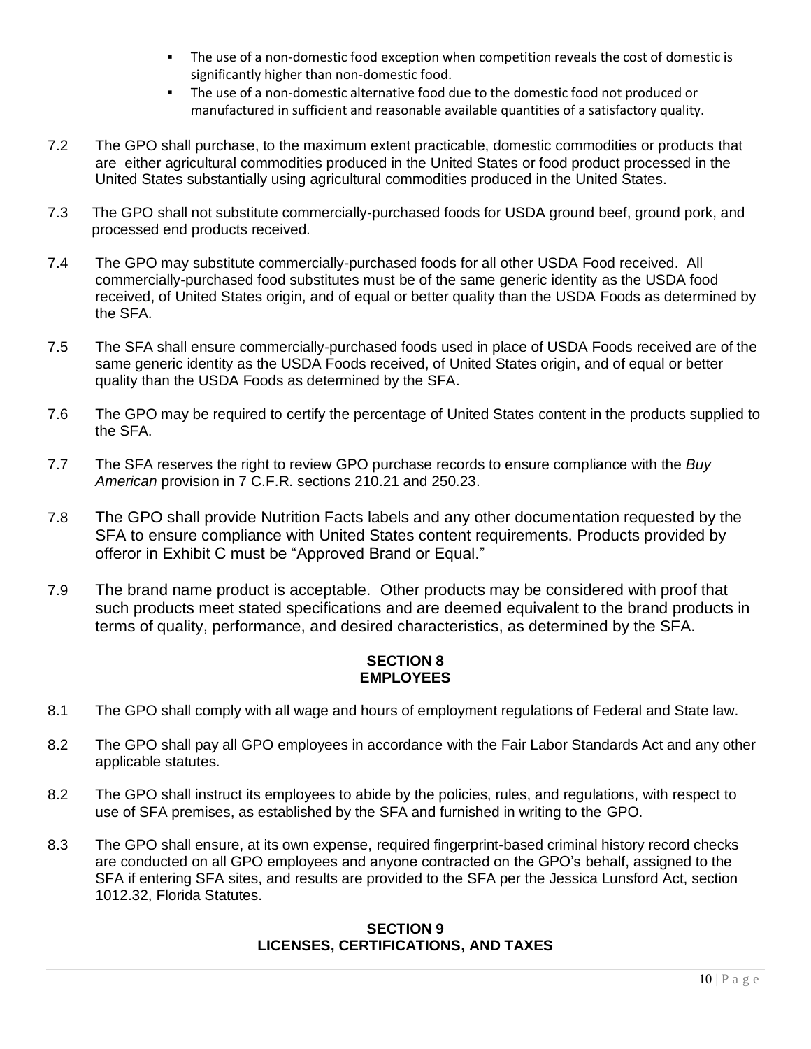- The use of a non-domestic food exception when competition reveals the cost of domestic is significantly higher than non-domestic food.
- The use of a non-domestic alternative food due to the domestic food not produced or manufactured in sufficient and reasonable available quantities of a satisfactory quality.

7.2 The GPO shall purchase, to the maximum extent practicable, domestic commodities or products that are either agricultural commodities produced in the United States or food product processed in the United States substantially using agricultural commodities produced in the United States.

7.3 The GPO shall not substitute commercially-purchased foods for USDA ground beef, ground pork, and processed end products received.

7.4 The GPO may substitute commercially-purchased foods for all other USDA Food received. All commercially-purchased food substitutes must be of the same generic identity as the USDA food received, of United States origin, and of equal or better quality than the USDA Foods as determined by the SFA.

7.5 The SFA shall ensure commercially-purchased foods used in place of USDA Foods received are of the same generic identity as the USDA Foods received, of United States origin, and of equal or better quality than the USDA Foods as determined by the SFA.

7.6 The GPO may be required to certify the percentage of United States content in the products supplied to the SFA.

7.7 The SFA reserves the right to review GPO purchase records to ensure compliance with the *Buy American* provision in 7 C.F.R. sections 210.21 and 250.23.

7.8 The GPO shall provide Nutrition Facts labels and any other documentation requested by the SFA to ensure compliance with United States content requirements. Products provided by offeror in Exhibit C must be "Approved Brand or Equal."

7.9 The brand name product is acceptable. Other products may be considered with proof that such products meet stated specifications and are deemed equivalent to the brand products in terms of quality, performance, and desired characteristics, as determined by the SFA.

## SECTION 8
## EMPLOYEES

8.1 The GPO shall comply with all wage and hours of employment regulations of Federal and State law.

8.2 The GPO shall pay all GPO employees in accordance with the Fair Labor Standards Act and any other applicable statutes.

8.2 The GPO shall instruct its employees to abide by the policies, rules, and regulations, with respect to use of SFA premises, as established by the SFA and furnished in writing to the GPO.

8.3 The GPO shall ensure, at its own expense, required fingerprint-based criminal history record checks are conducted on all GPO employees and anyone contracted on the GPO's behalf, assigned to the SFA if entering SFA sites, and results are provided to the SFA per the Jessica Lunsford Act, section 1012.32, Florida Statutes.

## SECTION 9
## LICENSES, CERTIFICATIONS, AND TAXES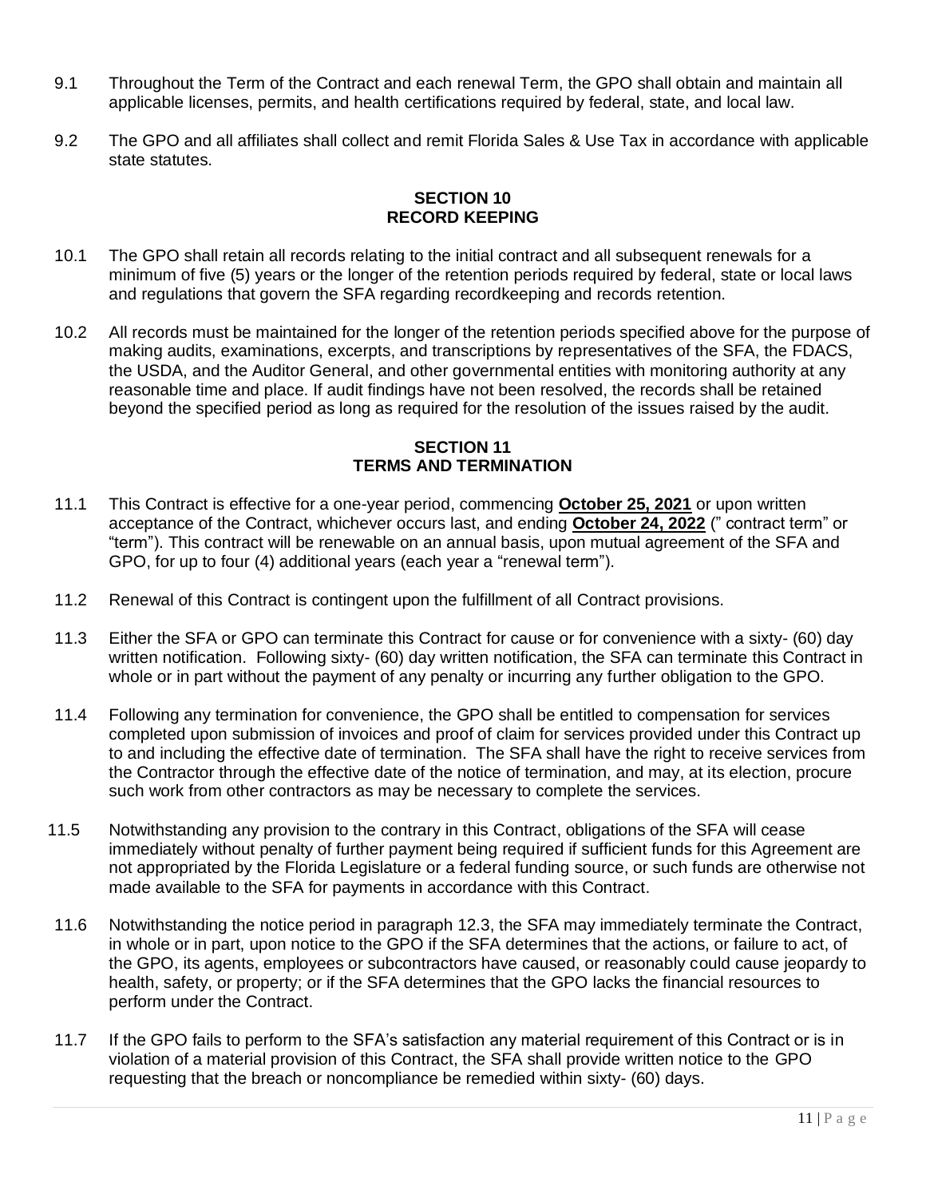9.1 Throughout the Term of the Contract and each renewal Term, the GPO shall obtain and maintain all applicable licenses, permits, and health certifications required by federal, state, and local law.

9.2 The GPO and all affiliates shall collect and remit Florida Sales & Use Tax in accordance with applicable state statutes.

## SECTION 10
## RECORD KEEPING

10.1 The GPO shall retain all records relating to the initial contract and all subsequent renewals for a minimum of five (5) years or the longer of the retention periods required by federal, state or local laws and regulations that govern the SFA regarding recordkeeping and records retention.

10.2 All records must be maintained for the longer of the retention periods specified above for the purpose of making audits, examinations, excerpts, and transcriptions by representatives of the SFA, the FDACS, the USDA, and the Auditor General, and other governmental entities with monitoring authority at any reasonable time and place. If audit findings have not been resolved, the records shall be retained beyond the specified period as long as required for the resolution of the issues raised by the audit.

## SECTION 11
## TERMS AND TERMINATION

11.1 This Contract is effective for a one-year period, commencing **October 25, 2021** or upon written acceptance of the Contract, whichever occurs last, and ending **October 24, 2022** (" contract term" or "term"). This contract will be renewable on an annual basis, upon mutual agreement of the SFA and GPO, for up to four (4) additional years (each year a "renewal term").

11.2 Renewal of this Contract is contingent upon the fulfillment of all Contract provisions.

11.3 Either the SFA or GPO can terminate this Contract for cause or for convenience with a sixty- (60) day written notification. Following sixty- (60) day written notification, the SFA can terminate this Contract in whole or in part without the payment of any penalty or incurring any further obligation to the GPO.

11.4 Following any termination for convenience, the GPO shall be entitled to compensation for services completed upon submission of invoices and proof of claim for services provided under this Contract up to and including the effective date of termination. The SFA shall have the right to receive services from the Contractor through the effective date of the notice of termination, and may, at its election, procure such work from other contractors as may be necessary to complete the services.

11.5 Notwithstanding any provision to the contrary in this Contract, obligations of the SFA will cease immediately without penalty of further payment being required if sufficient funds for this Agreement are not appropriated by the Florida Legislature or a federal funding source, or such funds are otherwise not made available to the SFA for payments in accordance with this Contract.

11.6 Notwithstanding the notice period in paragraph 12.3, the SFA may immediately terminate the Contract, in whole or in part, upon notice to the GPO if the SFA determines that the actions, or failure to act, of the GPO, its agents, employees or subcontractors have caused, or reasonably could cause jeopardy to health, safety, or property; or if the SFA determines that the GPO lacks the financial resources to perform under the Contract.

11.7 If the GPO fails to perform to the SFA's satisfaction any material requirement of this Contract or is in violation of a material provision of this Contract, the SFA shall provide written notice to the GPO requesting that the breach or noncompliance be remedied within sixty- (60) days.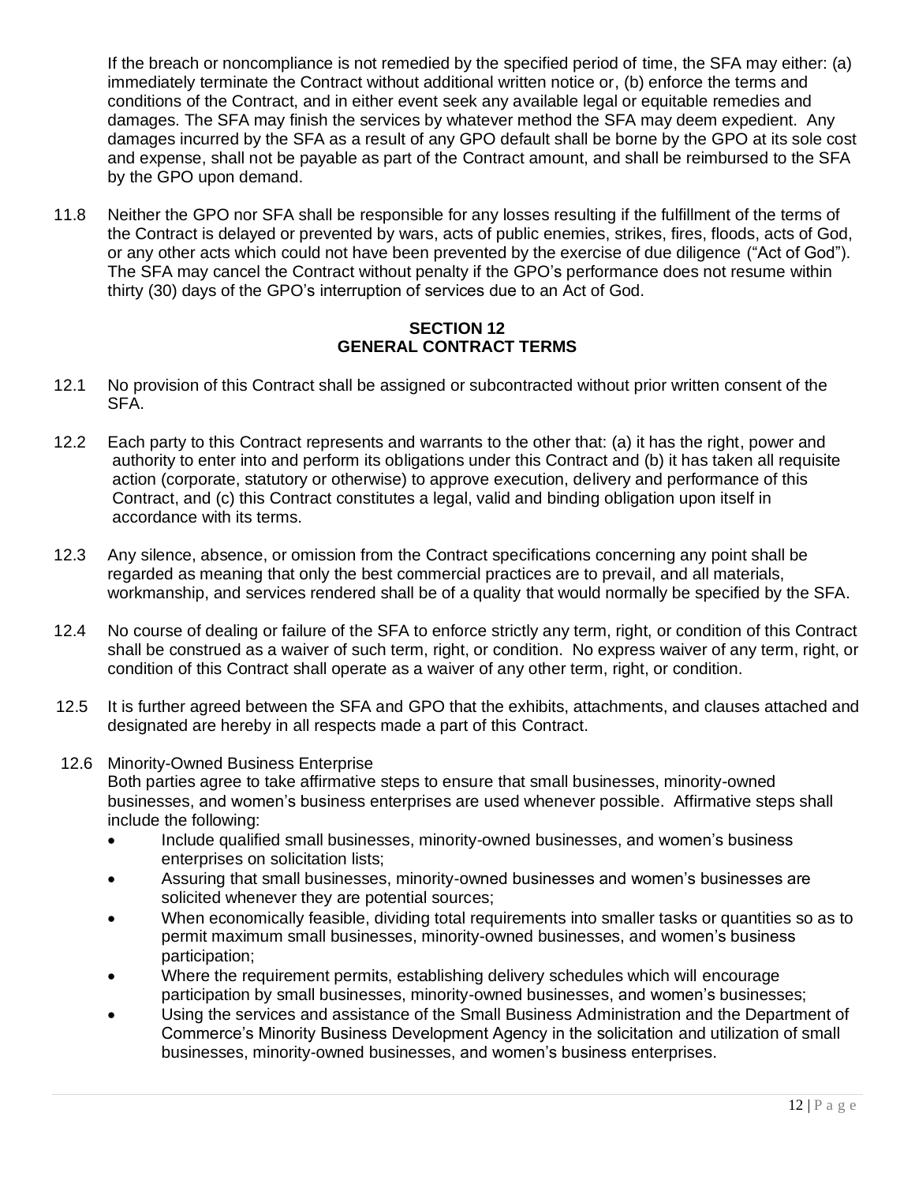If the breach or noncompliance is not remedied by the specified period of time, the SFA may either: (a) immediately terminate the Contract without additional written notice or, (b) enforce the terms and conditions of the Contract, and in either event seek any available legal or equitable remedies and damages. The SFA may finish the services by whatever method the SFA may deem expedient. Any damages incurred by the SFA as a result of any GPO default shall be borne by the GPO at its sole cost and expense, shall not be payable as part of the Contract amount, and shall be reimbursed to the SFA by the GPO upon demand.

11.8 Neither the GPO nor SFA shall be responsible for any losses resulting if the fulfillment of the terms of the Contract is delayed or prevented by wars, acts of public enemies, strikes, fires, floods, acts of God, or any other acts which could not have been prevented by the exercise of due diligence ("Act of God"). The SFA may cancel the Contract without penalty if the GPO's performance does not resume within thirty (30) days of the GPO's interruption of services due to an Act of God.

## SECTION 12
## GENERAL CONTRACT TERMS

12.1 No provision of this Contract shall be assigned or subcontracted without prior written consent of the SFA.

12.2 Each party to this Contract represents and warrants to the other that: (a) it has the right, power and authority to enter into and perform its obligations under this Contract and (b) it has taken all requisite action (corporate, statutory or otherwise) to approve execution, delivery and performance of this Contract, and (c) this Contract constitutes a legal, valid and binding obligation upon itself in accordance with its terms.

12.3 Any silence, absence, or omission from the Contract specifications concerning any point shall be regarded as meaning that only the best commercial practices are to prevail, and all materials, workmanship, and services rendered shall be of a quality that would normally be specified by the SFA.

12.4 No course of dealing or failure of the SFA to enforce strictly any term, right, or condition of this Contract shall be construed as a waiver of such term, right, or condition. No express waiver of any term, right, or condition of this Contract shall operate as a waiver of any other term, right, or condition.

12.5 It is further agreed between the SFA and GPO that the exhibits, attachments, and clauses attached and designated are hereby in all respects made a part of this Contract.

12.6 Minority-Owned Business Enterprise
Both parties agree to take affirmative steps to ensure that small businesses, minority-owned businesses, and women's business enterprises are used whenever possible. Affirmative steps shall include the following:

- Include qualified small businesses, minority-owned businesses, and women's business enterprises on solicitation lists;
- Assuring that small businesses, minority-owned businesses and women's businesses are solicited whenever they are potential sources;
- When economically feasible, dividing total requirements into smaller tasks or quantities so as to permit maximum small businesses, minority-owned businesses, and women's business participation;
- Where the requirement permits, establishing delivery schedules which will encourage participation by small businesses, minority-owned businesses, and women's businesses;
- Using the services and assistance of the Small Business Administration and the Department of Commerce's Minority Business Development Agency in the solicitation and utilization of small businesses, minority-owned businesses, and women's business enterprises.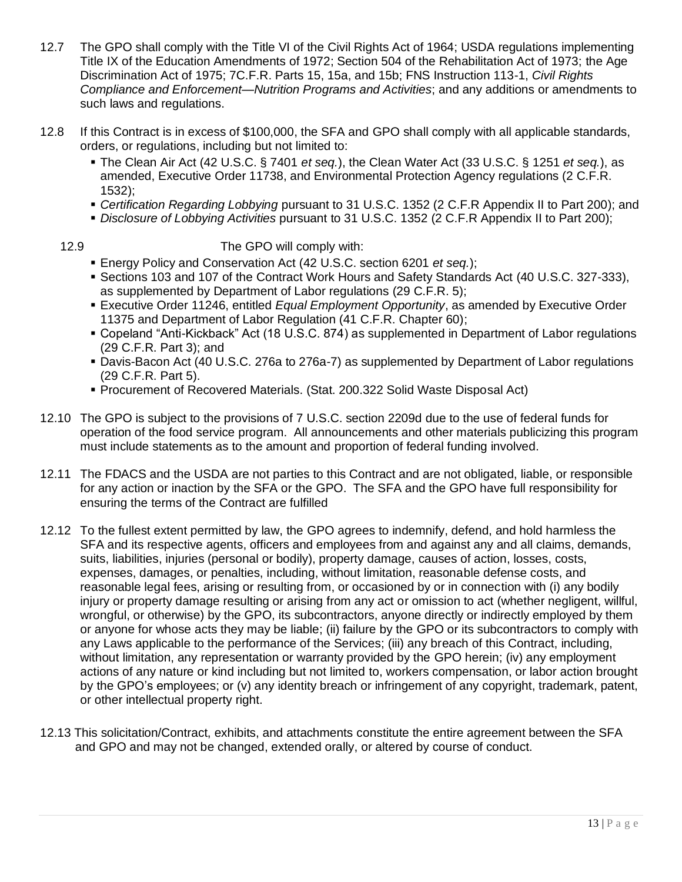12.7 The GPO shall comply with the Title VI of the Civil Rights Act of 1964; USDA regulations implementing Title IX of the Education Amendments of 1972; Section 504 of the Rehabilitation Act of 1973; the Age Discrimination Act of 1975; 7C.F.R. Parts 15, 15a, and 15b; FNS Instruction 113-1, *Civil Rights Compliance and Enforcement—Nutrition Programs and Activities*; and any additions or amendments to such laws and regulations.

12.8 If this Contract is in excess of $100,000, the SFA and GPO shall comply with all applicable standards, orders, or regulations, including but not limited to:

- The Clean Air Act (42 U.S.C. § 7401 *et seq.*), the Clean Water Act (33 U.S.C. § 1251 *et seq.*), as amended, Executive Order 11738, and Environmental Protection Agency regulations (2 C.F.R. 1532);
- *Certification Regarding Lobbying* pursuant to 31 U.S.C. 1352 (2 C.F.R Appendix II to Part 200); and
- *Disclosure of Lobbying Activities* pursuant to 31 U.S.C. 1352 (2 C.F.R Appendix II to Part 200);

12.9 The GPO will comply with:

- Energy Policy and Conservation Act (42 U.S.C. section 6201 *et seq.*);
- Sections 103 and 107 of the Contract Work Hours and Safety Standards Act (40 U.S.C. 327-333), as supplemented by Department of Labor regulations (29 C.F.R. 5);
- Executive Order 11246, entitled *Equal Employment Opportunity*, as amended by Executive Order 11375 and Department of Labor Regulation (41 C.F.R. Chapter 60);
- Copeland "Anti-Kickback" Act (18 U.S.C. 874) as supplemented in Department of Labor regulations (29 C.F.R. Part 3); and
- Davis-Bacon Act (40 U.S.C. 276a to 276a-7) as supplemented by Department of Labor regulations (29 C.F.R. Part 5).
- Procurement of Recovered Materials. (Stat. 200.322 Solid Waste Disposal Act)

12.10 The GPO is subject to the provisions of 7 U.S.C. section 2209d due to the use of federal funds for operation of the food service program. All announcements and other materials publicizing this program must include statements as to the amount and proportion of federal funding involved.

12.11 The FDACS and the USDA are not parties to this Contract and are not obligated, liable, or responsible for any action or inaction by the SFA or the GPO. The SFA and the GPO have full responsibility for ensuring the terms of the Contract are fulfilled

12.12 To the fullest extent permitted by law, the GPO agrees to indemnify, defend, and hold harmless the SFA and its respective agents, officers and employees from and against any and all claims, demands, suits, liabilities, injuries (personal or bodily), property damage, causes of action, losses, costs, expenses, damages, or penalties, including, without limitation, reasonable defense costs, and reasonable legal fees, arising or resulting from, or occasioned by or in connection with (i) any bodily injury or property damage resulting or arising from any act or omission to act (whether negligent, willful, wrongful, or otherwise) by the GPO, its subcontractors, anyone directly or indirectly employed by them or anyone for whose acts they may be liable; (ii) failure by the GPO or its subcontractors to comply with any Laws applicable to the performance of the Services; (iii) any breach of this Contract, including, without limitation, any representation or warranty provided by the GPO herein; (iv) any employment actions of any nature or kind including but not limited to, workers compensation, or labor action brought by the GPO's employees; or (v) any identity breach or infringement of any copyright, trademark, patent, or other intellectual property right.

12.13 This solicitation/Contract, exhibits, and attachments constitute the entire agreement between the SFA and GPO and may not be changed, extended orally, or altered by course of conduct.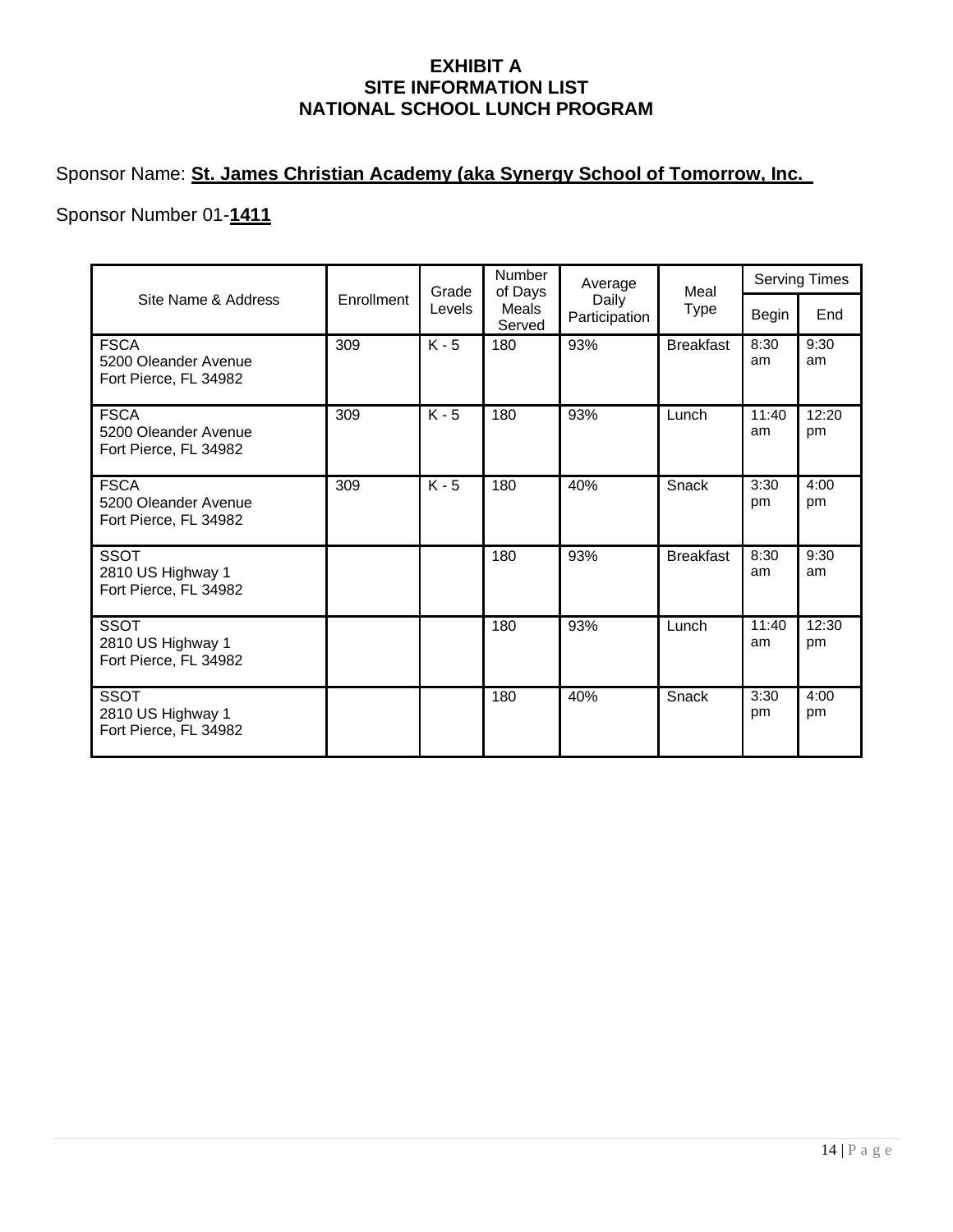**EXHIBIT A**
**SITE INFORMATION LIST**
**NATIONAL SCHOOL LUNCH PROGRAM**

Sponsor Name: **St. James Christian Academy (aka Synergy School of Tomorrow, Inc.**

Sponsor Number 01-**1411**

| Site Name & Address | Enrollment | Grade Levels | Number of Days Meals Served | Average Daily Participation | Meal Type | Serving Times | |
|---|---|---|---|---|---|---|---|
| | | | | | | Begin | End |
| FSCA<br>5200 Oleander Avenue<br>Fort Pierce, FL 34982 | 309 | K - 5 | 180 | 93% | Breakfast | 8:30 am | 9:30 am |
| FSCA<br>5200 Oleander Avenue<br>Fort Pierce, FL 34982 | 309 | K - 5 | 180 | 93% | Lunch | 11:40 am | 12:20 pm |
| FSCA<br>5200 Oleander Avenue<br>Fort Pierce, FL 34982 | 309 | K - 5 | 180 | 40% | Snack | 3:30 pm | 4:00 pm |
| SSOT<br>2810 US Highway 1<br>Fort Pierce, FL 34982 | | | 180 | 93% | Breakfast | 8:30 am | 9:30 am |
| SSOT<br>2810 US Highway 1<br>Fort Pierce, FL 34982 | | | 180 | 93% | Lunch | 11:40 am | 12:30 pm |
| SSOT<br>2810 US Highway 1<br>Fort Pierce, FL 34982 | | | 180 | 40% | Snack | 3:30 pm | 4:00 pm |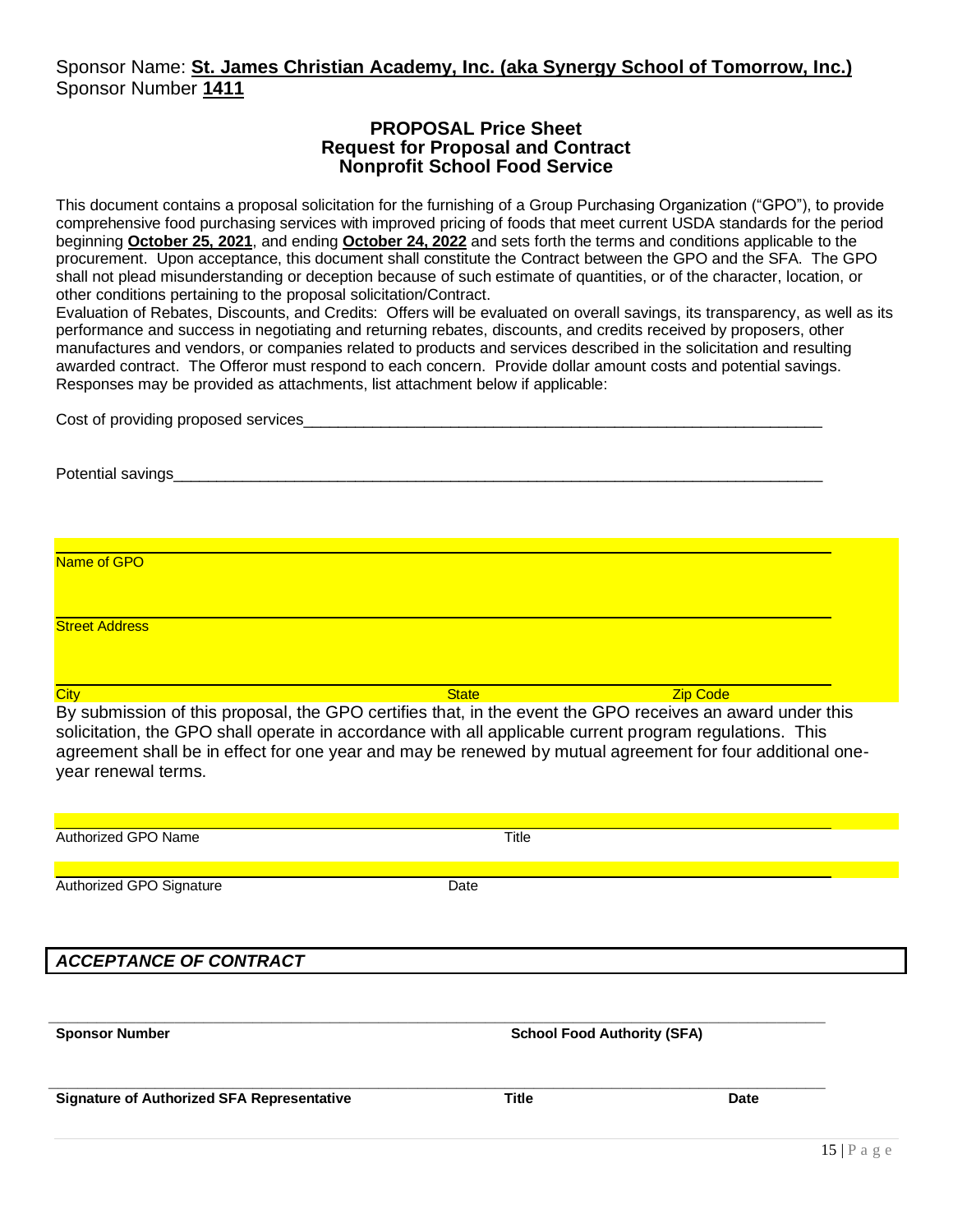Sponsor Name: **St. James Christian Academy, Inc. (aka Synergy School of Tomorrow, Inc.)**
Sponsor Number **1411**

## PROPOSAL Price Sheet
## Request for Proposal and Contract
## Nonprofit School Food Service

This document contains a proposal solicitation for the furnishing of a Group Purchasing Organization ("GPO"), to provide comprehensive food purchasing services with improved pricing of foods that meet current USDA standards for the period beginning **October 25, 2021**, and ending **October 24, 2022** and sets forth the terms and conditions applicable to the procurement. Upon acceptance, this document shall constitute the Contract between the GPO and the SFA. The GPO shall not plead misunderstanding or deception because of such estimate of quantities, or of the character, location, or other conditions pertaining to the proposal solicitation/Contract.

Evaluation of Rebates, Discounts, and Credits: Offers will be evaluated on overall savings, its transparency, as well as its performance and success in negotiating and returning rebates, discounts, and credits received by proposers, other manufactures and vendors, or companies related to products and services described in the solicitation and resulting awarded contract. The Offeror must respond to each concern. Provide dollar amount costs and potential savings. Responses may be provided as attachments, list attachment below if applicable:

Cost of providing proposed services_______________________________________________________________

Potential savings___________________________________________________________________________

_______________________________________________________________________________
Name of GPO

_______________________________________________________________________________
Street Address

_______________________________________________________________________________
City State Zip Code

By submission of this proposal, the GPO certifies that, in the event the GPO receives an award under this solicitation, the GPO shall operate in accordance with all applicable current program regulations. This agreement shall be in effect for one year and may be renewed by mutual agreement for four additional one-year renewal terms.

_______________________________________________________________________________
Authorized GPO Name Title

_______________________________________________________________________________
Authorized GPO Signature Date

### *ACCEPTANCE OF CONTRACT*

_______________________________________________________________________________
**Sponsor Number** **School Food Authority (SFA)**

_______________________________________________________________________________
**Signature of Authorized SFA Representative** **Title** **Date**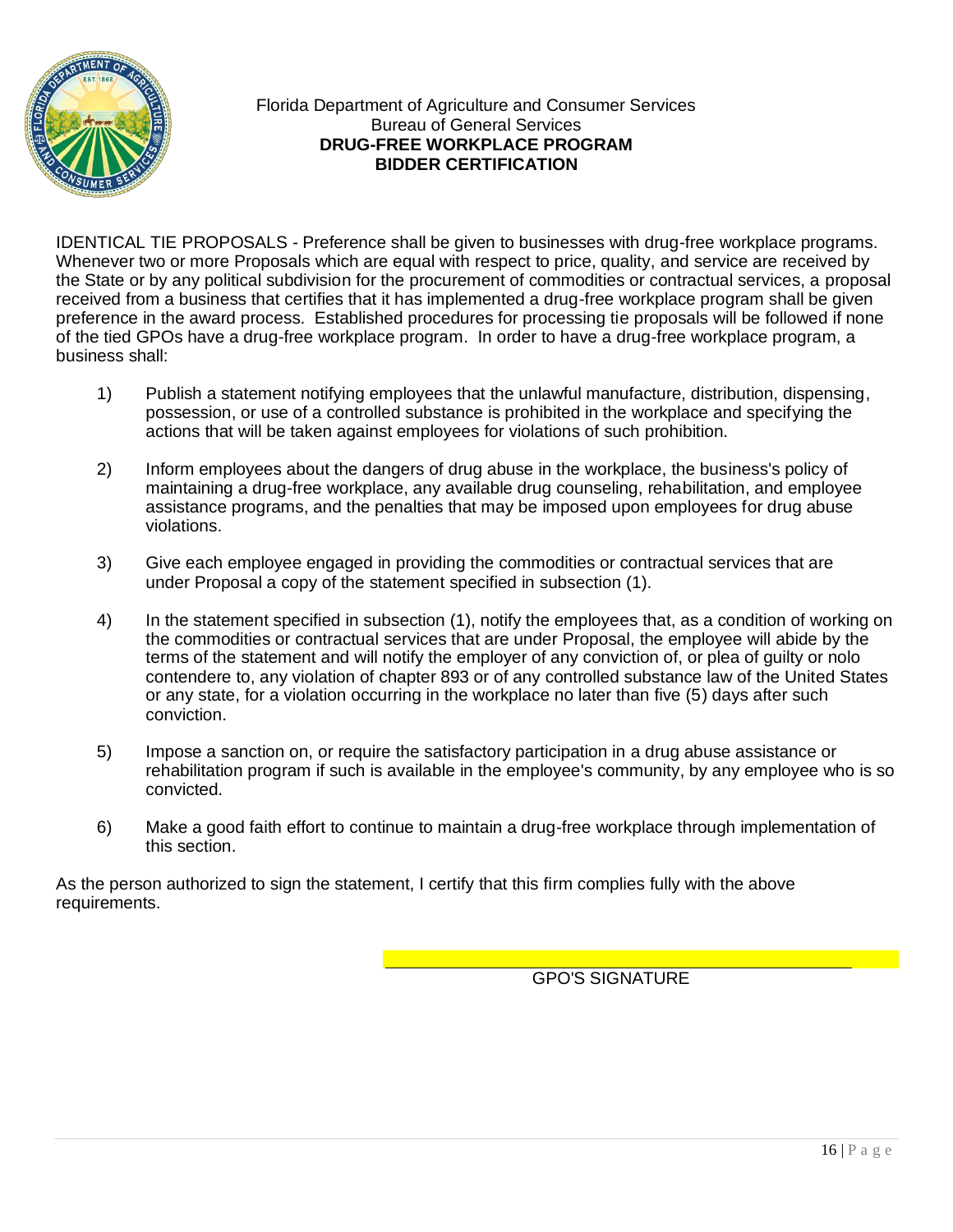Florida Department of Agriculture and Consumer Services
Bureau of General Services
**DRUG-FREE WORKPLACE PROGRAM**
**BIDDER CERTIFICATION**

IDENTICAL TIE PROPOSALS - Preference shall be given to businesses with drug-free workplace programs. Whenever two or more Proposals which are equal with respect to price, quality, and service are received by the State or by any political subdivision for the procurement of commodities or contractual services, a proposal received from a business that certifies that it has implemented a drug-free workplace program shall be given preference in the award process. Established procedures for processing tie proposals will be followed if none of the tied GPOs have a drug-free workplace program. In order to have a drug-free workplace program, a business shall:

1) Publish a statement notifying employees that the unlawful manufacture, distribution, dispensing, possession, or use of a controlled substance is prohibited in the workplace and specifying the actions that will be taken against employees for violations of such prohibition.

2) Inform employees about the dangers of drug abuse in the workplace, the business's policy of maintaining a drug-free workplace, any available drug counseling, rehabilitation, and employee assistance programs, and the penalties that may be imposed upon employees for drug abuse violations.

3) Give each employee engaged in providing the commodities or contractual services that are under Proposal a copy of the statement specified in subsection (1).

4) In the statement specified in subsection (1), notify the employees that, as a condition of working on the commodities or contractual services that are under Proposal, the employee will abide by the terms of the statement and will notify the employer of any conviction of, or plea of guilty or nolo contendere to, any violation of chapter 893 or of any controlled substance law of the United States or any state, for a violation occurring in the workplace no later than five (5) days after such conviction.

5) Impose a sanction on, or require the satisfactory participation in a drug abuse assistance or rehabilitation program if such is available in the employee's community, by any employee who is so convicted.

6) Make a good faith effort to continue to maintain a drug-free workplace through implementation of this section.

As the person authorized to sign the statement, I certify that this firm complies fully with the above requirements.

\_\_\_\_\_\_\_\_\_\_\_\_\_\_\_\_\_\_\_\_\_\_\_\_\_\_\_\_\_\_\_\_\_\_\_\_\_\_\_\_

GPO'S SIGNATURE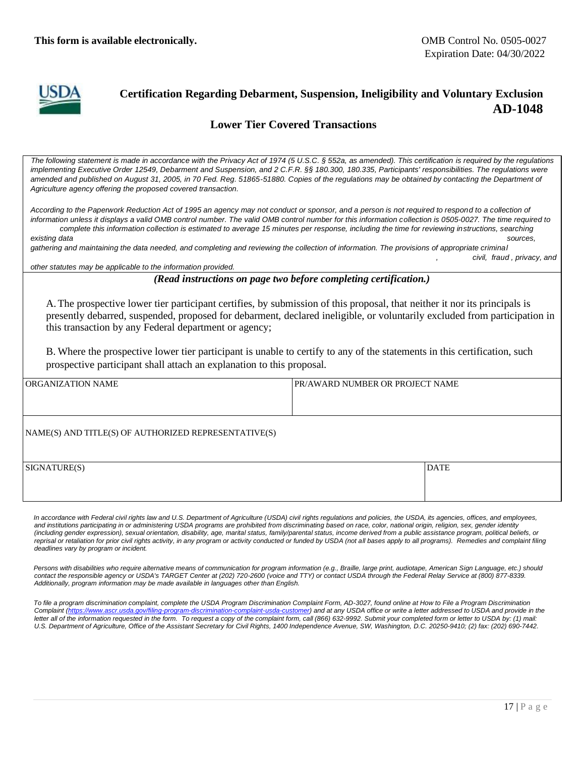**This form is available electronically.**

OMB Control No. 0505-0027
Expiration Date: 04/30/2022

USDA

# Certification Regarding Debarment, Suspension, Ineligibility and Voluntary Exclusion AD-1048

## Lower Tier Covered Transactions

*The following statement is made in accordance with the Privacy Act of 1974 (5 U.S.C. § 552a, as amended). This certification is required by the regulations implementing Executive Order 12549, Debarment and Suspension, and 2 C.F.R. §§ 180.300, 180.335, Participants' responsibilities. The regulations were amended and published on August 31, 2005, in 70 Fed. Reg. 51865-51880. Copies of the regulations may be obtained by contacting the Department of Agriculture agency offering the proposed covered transaction.*

*According to the Paperwork Reduction Act of 1995 an agency may not conduct or sponsor, and a person is not required to respond to a collection of information unless it displays a valid OMB control number. The valid OMB control number for this information collection is 0505-0027. The time required to complete this information collection is estimated to average 15 minutes per response, including the time for reviewing instructions, searching existing data sources, gathering and maintaining the data needed, and completing and reviewing the collection of information. The provisions of appropriate criminal, civil, fraud, privacy, and other statutes may be applicable to the information provided.*

***(Read instructions on page two before completing certification.)***

A. The prospective lower tier participant certifies, by submission of this proposal, that neither it nor its principals is presently debarred, suspended, proposed for debarment, declared ineligible, or voluntarily excluded from participation in this transaction by any Federal department or agency;

B. Where the prospective lower tier participant is unable to certify to any of the statements in this certification, such prospective participant shall attach an explanation to this proposal.

| ORGANIZATION NAME | PR/AWARD NUMBER OR PROJECT NAME |
|---|---|
| | |

| NAME(S) AND TITLE(S) OF AUTHORIZED REPRESENTATIVE(S) |
|---|
| |

| SIGNATURE(S) | DATE |
|---|---|
| | |

*In accordance with Federal civil rights law and U.S. Department of Agriculture (USDA) civil rights regulations and policies, the USDA, its agencies, offices, and employees, and institutions participating in or administering USDA programs are prohibited from discriminating based on race, color, national origin, religion, sex, gender identity (including gender expression), sexual orientation, disability, age, marital status, family/parental status, income derived from a public assistance program, political beliefs, or reprisal or retaliation for prior civil rights activity, in any program or activity conducted or funded by USDA (not all bases apply to all programs). Remedies and complaint filing deadlines vary by program or incident.*

*Persons with disabilities who require alternative means of communication for program information (e.g., Braille, large print, audiotape, American Sign Language, etc.) should contact the responsible agency or USDA's TARGET Center at (202) 720-2600 (voice and TTY) or contact USDA through the Federal Relay Service at (800) 877-8339. Additionally, program information may be made available in languages other than English.*

*To file a program discrimination complaint, complete the USDA Program Discrimination Complaint Form, AD-3027, found online at How to File a Program Discrimination Complaint (https://www.ascr.usda.gov/filing-program-discrimination-complaint-usda-customer) and at any USDA office or write a letter addressed to USDA and provide in the letter all of the information requested in the form. To request a copy of the complaint form, call (866) 632-9992. Submit your completed form or letter to USDA by: (1) mail: U.S. Department of Agriculture, Office of the Assistant Secretary for Civil Rights, 1400 Independence Avenue, SW, Washington, D.C. 20250-9410; (2) fax: (202) 690-7442.*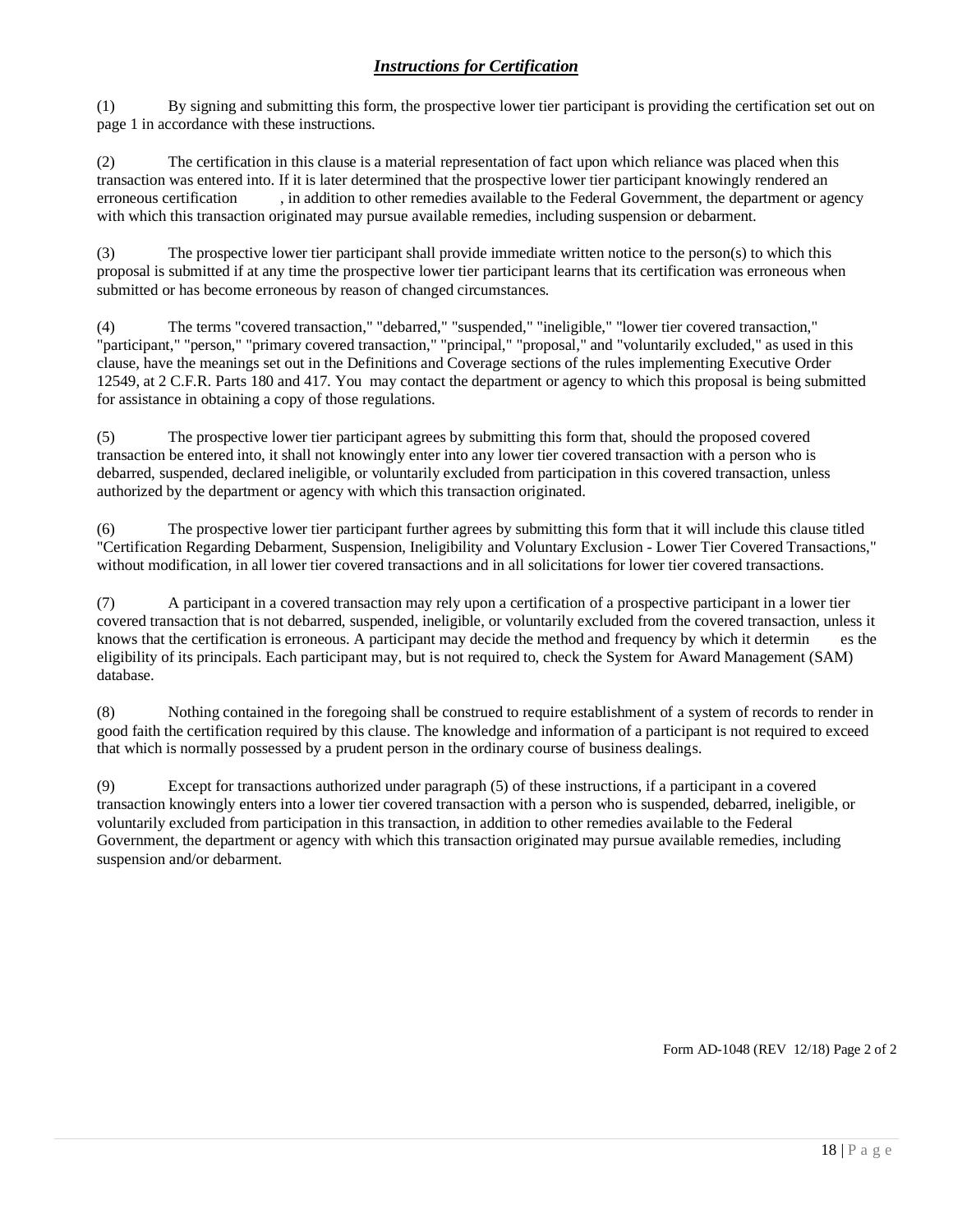## ***Instructions for Certification***

(1) By signing and submitting this form, the prospective lower tier participant is providing the certification set out on page 1 in accordance with these instructions.

(2) The certification in this clause is a material representation of fact upon which reliance was placed when this transaction was entered into. If it is later determined that the prospective lower tier participant knowingly rendered an erroneous certification, in addition to other remedies available to the Federal Government, the department or agency with which this transaction originated may pursue available remedies, including suspension or debarment.

(3) The prospective lower tier participant shall provide immediate written notice to the person(s) to which this proposal is submitted if at any time the prospective lower tier participant learns that its certification was erroneous when submitted or has become erroneous by reason of changed circumstances.

(4) The terms "covered transaction," "debarred," "suspended," "ineligible," "lower tier covered transaction," "participant," "person," "primary covered transaction," "principal," "proposal," and "voluntarily excluded," as used in this clause, have the meanings set out in the Definitions and Coverage sections of the rules implementing Executive Order 12549, at 2 C.F.R. Parts 180 and 417. You may contact the department or agency to which this proposal is being submitted for assistance in obtaining a copy of those regulations.

(5) The prospective lower tier participant agrees by submitting this form that, should the proposed covered transaction be entered into, it shall not knowingly enter into any lower tier covered transaction with a person who is debarred, suspended, declared ineligible, or voluntarily excluded from participation in this covered transaction, unless authorized by the department or agency with which this transaction originated.

(6) The prospective lower tier participant further agrees by submitting this form that it will include this clause titled "Certification Regarding Debarment, Suspension, Ineligibility and Voluntary Exclusion - Lower Tier Covered Transactions," without modification, in all lower tier covered transactions and in all solicitations for lower tier covered transactions.

(7) A participant in a covered transaction may rely upon a certification of a prospective participant in a lower tier covered transaction that is not debarred, suspended, ineligible, or voluntarily excluded from the covered transaction, unless it knows that the certification is erroneous. A participant may decide the method and frequency by which it determines the eligibility of its principals. Each participant may, but is not required to, check the System for Award Management (SAM) database.

(8) Nothing contained in the foregoing shall be construed to require establishment of a system of records to render in good faith the certification required by this clause. The knowledge and information of a participant is not required to exceed that which is normally possessed by a prudent person in the ordinary course of business dealings.

(9) Except for transactions authorized under paragraph (5) of these instructions, if a participant in a covered transaction knowingly enters into a lower tier covered transaction with a person who is suspended, debarred, ineligible, or voluntarily excluded from participation in this transaction, in addition to other remedies available to the Federal Government, the department or agency with which this transaction originated may pursue available remedies, including suspension and/or debarment.

Form AD-1048 (REV 12/18) Page 2 of 2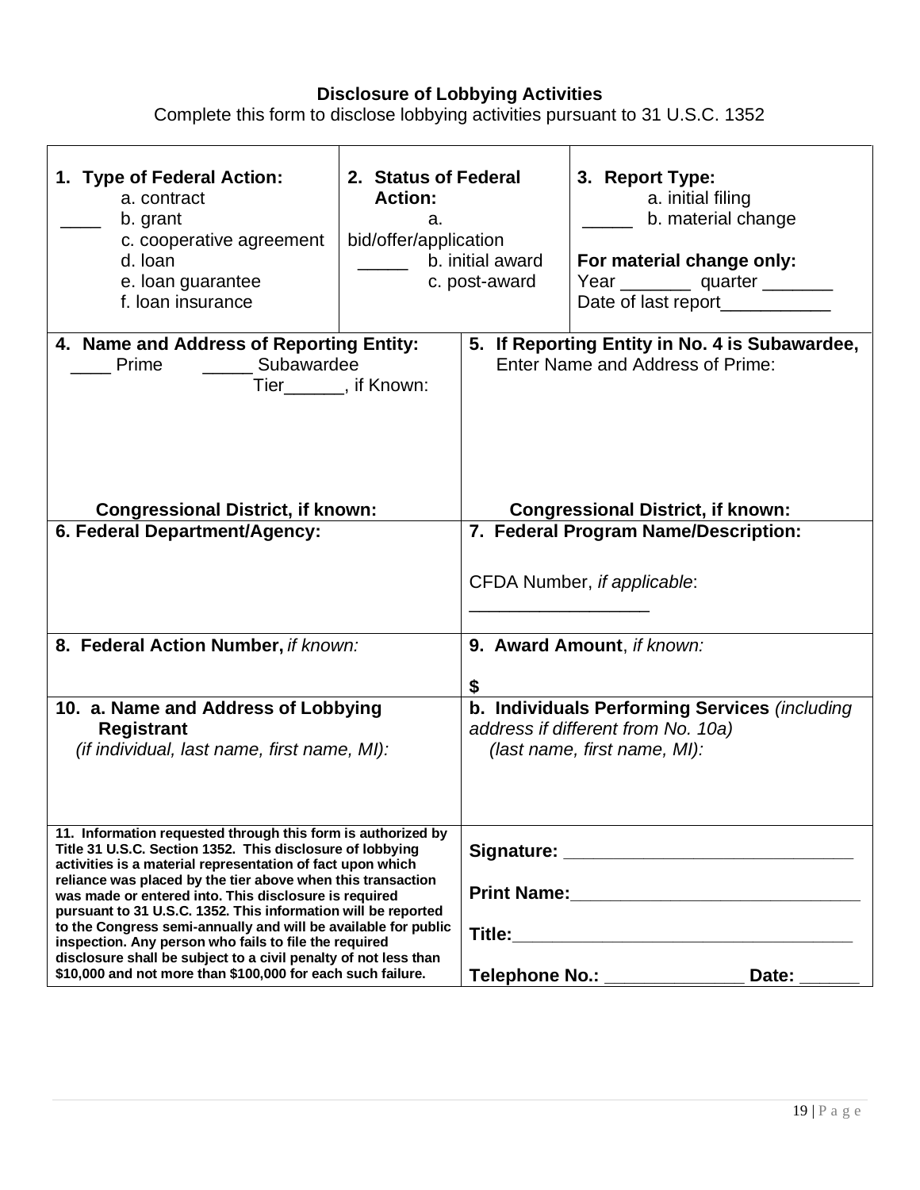**Disclosure of Lobbying Activities**

Complete this form to disclose lobbying activities pursuant to 31 U.S.C. 1352

| **1. Type of Federal Action:** | **2. Status of Federal Action:** | **3. Report Type:** |
|---|---|---|
| ____ a. contract<br>b. grant<br>c. cooperative agreement<br>d. loan<br>e. loan guarantee<br>f. loan insurance | _____ a. bid/offer/application<br>b. initial award<br>c. post-award | _____ a. initial filing<br>b. material change<br><br>**For material change only:**<br>Year _______ quarter _______<br>Date of last report___________ |

| | |
|---|---|
| **4. Name and Address of Reporting Entity:**<br>____ Prime _____ Subawardee<br>Tier______, if Known:<br><br><br>**Congressional District, if known:** | **5. If Reporting Entity in No. 4 is Subawardee, Enter Name and Address of Prime:**<br><br><br><br>**Congressional District, if known:** |
| **6. Federal Department/Agency:** | **7. Federal Program Name/Description:**<br><br>CFDA Number, *if applicable*: _________________ |
| **8. Federal Action Number,** *if known:* | **9. Award Amount**, *if known:*<br><br>**$** |
| **10. a. Name and Address of Lobbying Registrant** *(if individual, last name, first name, MI):* | **b. Individuals Performing Services** *(including address if different from No. 10a) (last name, first name, MI):* |
| **11. Information requested through this form is authorized by Title 31 U.S.C. Section 1352. This disclosure of lobbying activities is a material representation of fact upon which reliance was placed by the tier above when this transaction was made or entered into. This disclosure is required pursuant to 31 U.S.C. 1352. This information will be reported to the Congress semi-annually and will be available for public inspection. Any person who fails to file the required disclosure shall be subject to a civil penalty of not less than $10,000 and not more than $100,000 for each such failure.** | **Signature:** _____________________________<br><br>**Print Name:**_____________________________<br><br>**Title:**__________________________________<br><br>**Telephone No.:** _____________ **Date:** ______ |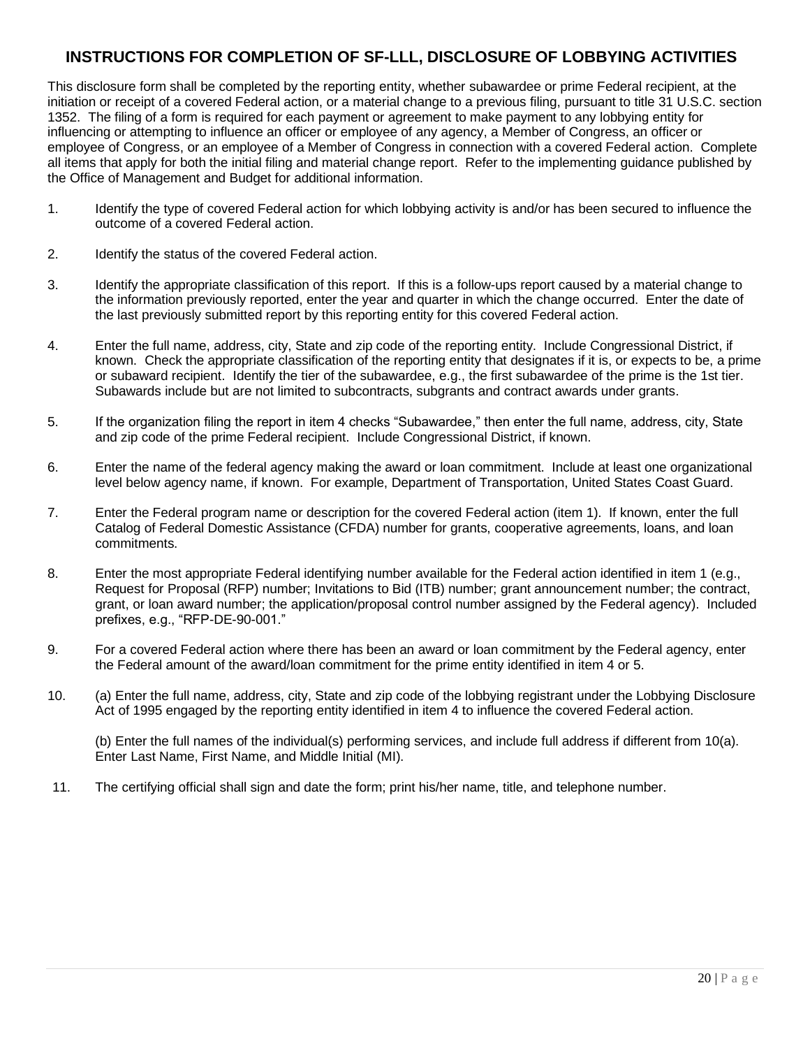## INSTRUCTIONS FOR COMPLETION OF SF-LLL, DISCLOSURE OF LOBBYING ACTIVITIES

This disclosure form shall be completed by the reporting entity, whether subawardee or prime Federal recipient, at the initiation or receipt of a covered Federal action, or a material change to a previous filing, pursuant to title 31 U.S.C. section 1352. The filing of a form is required for each payment or agreement to make payment to any lobbying entity for influencing or attempting to influence an officer or employee of any agency, a Member of Congress, an officer or employee of Congress, or an employee of a Member of Congress in connection with a covered Federal action. Complete all items that apply for both the initial filing and material change report. Refer to the implementing guidance published by the Office of Management and Budget for additional information.

1. Identify the type of covered Federal action for which lobbying activity is and/or has been secured to influence the outcome of a covered Federal action.

2. Identify the status of the covered Federal action.

3. Identify the appropriate classification of this report. If this is a follow-ups report caused by a material change to the information previously reported, enter the year and quarter in which the change occurred. Enter the date of the last previously submitted report by this reporting entity for this covered Federal action.

4. Enter the full name, address, city, State and zip code of the reporting entity. Include Congressional District, if known. Check the appropriate classification of the reporting entity that designates if it is, or expects to be, a prime or subaward recipient. Identify the tier of the subawardee, e.g., the first subawardee of the prime is the 1st tier. Subawards include but are not limited to subcontracts, subgrants and contract awards under grants.

5. If the organization filing the report in item 4 checks "Subawardee," then enter the full name, address, city, State and zip code of the prime Federal recipient. Include Congressional District, if known.

6. Enter the name of the federal agency making the award or loan commitment. Include at least one organizational level below agency name, if known. For example, Department of Transportation, United States Coast Guard.

7. Enter the Federal program name or description for the covered Federal action (item 1). If known, enter the full Catalog of Federal Domestic Assistance (CFDA) number for grants, cooperative agreements, loans, and loan commitments.

8. Enter the most appropriate Federal identifying number available for the Federal action identified in item 1 (e.g., Request for Proposal (RFP) number; Invitations to Bid (ITB) number; grant announcement number; the contract, grant, or loan award number; the application/proposal control number assigned by the Federal agency). Included prefixes, e.g., "RFP-DE-90-001."

9. For a covered Federal action where there has been an award or loan commitment by the Federal agency, enter the Federal amount of the award/loan commitment for the prime entity identified in item 4 or 5.

10. (a) Enter the full name, address, city, State and zip code of the lobbying registrant under the Lobbying Disclosure Act of 1995 engaged by the reporting entity identified in item 4 to influence the covered Federal action.

    (b) Enter the full names of the individual(s) performing services, and include full address if different from 10(a). Enter Last Name, First Name, and Middle Initial (MI).

11. The certifying official shall sign and date the form; print his/her name, title, and telephone number.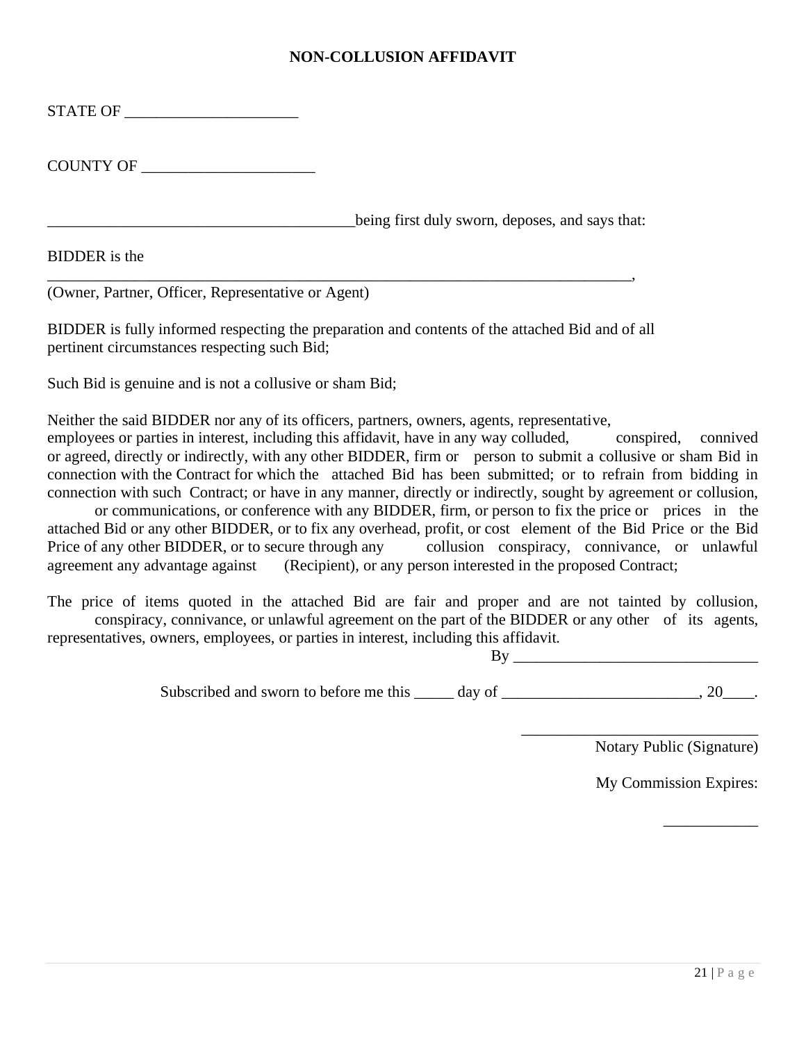# NON-COLLUSION AFFIDAVIT

STATE OF ______________________

COUNTY OF ______________________

________________________________________being first duly sworn, deposes, and says that:

BIDDER is the _____________________________________________________________________________,
(Owner, Partner, Officer, Representative or Agent)

BIDDER is fully informed respecting the preparation and contents of the attached Bid and of all pertinent circumstances respecting such Bid;

Such Bid is genuine and is not a collusive or sham Bid;

Neither the said BIDDER nor any of its officers, partners, owners, agents, representative, employees or parties in interest, including this affidavit, have in any way colluded, conspired, connived or agreed, directly or indirectly, with any other BIDDER, firm or person to submit a collusive or sham Bid in connection with the Contract for which the attached Bid has been submitted; or to refrain from bidding in connection with such Contract; or have in any manner, directly or indirectly, sought by agreement or collusion, or communications, or conference with any BIDDER, firm, or person to fix the price or prices in the attached Bid or any other BIDDER, or to fix any overhead, profit, or cost element of the Bid Price or the Bid Price of any other BIDDER, or to secure through any collusion conspiracy, connivance, or unlawful agreement any advantage against (Recipient), or any person interested in the proposed Contract;

The price of items quoted in the attached Bid are fair and proper and are not tainted by collusion, conspiracy, connivance, or unlawful agreement on the part of the BIDDER or any other of its agents, representatives, owners, employees, or parties in interest, including this affidavit.

By _______________________________

Subscribed and sworn to before me this _____ day of _________________________, 20____.

______________________________
Notary Public (Signature)

My Commission Expires:

____________